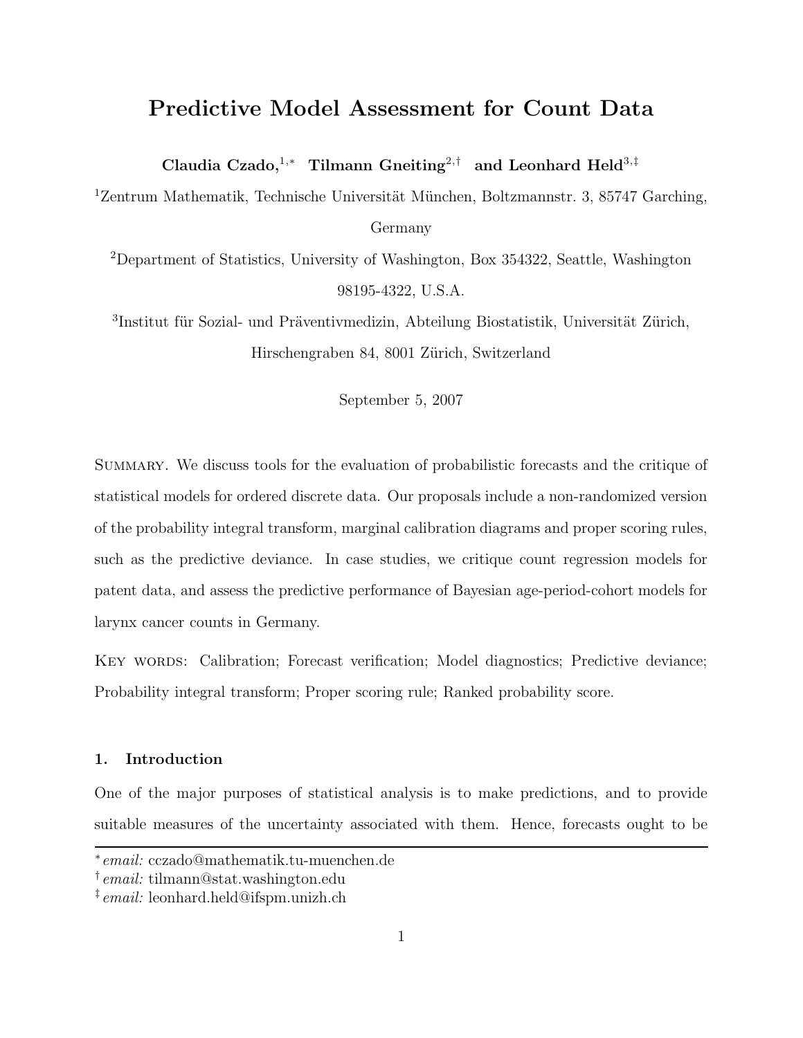# Predictive Model Assessment for Count Data

**Claudia Czado,[1,*] Tilmann Gneiting[2,†] and Leonhard Held[3,‡]**

[1]Zentrum Mathematik, Technische Universität München, Boltzmannstr. 3, 85747 Garching, Germany

[2]Department of Statistics, University of Washington, Box 354322, Seattle, Washington 98195-4322, U.S.A.

[3]Institut für Sozial- und Präventivmedizin, Abteilung Biostatistik, Universität Zürich, Hirschengraben 84, 8001 Zürich, Switzerland

September 5, 2007

Summary. We discuss tools for the evaluation of probabilistic forecasts and the critique of statistical models for ordered discrete data. Our proposals include a non-randomized version of the probability integral transform, marginal calibration diagrams and proper scoring rules, such as the predictive deviance. In case studies, we critique count regression models for patent data, and assess the predictive performance of Bayesian age-period-cohort models for larynx cancer counts in Germany.

Key words: Calibration; Forecast verification; Model diagnostics; Predictive deviance; Probability integral transform; Proper scoring rule; Ranked probability score.

## 1. Introduction

One of the major purposes of statistical analysis is to make predictions, and to provide suitable measures of the uncertainty associated with them. Hence, forecasts ought to be

---

[*] *email:* cczado@mathematik.tu-muenchen.de

[†] *email:* tilmann@stat.washington.edu

[‡] *email:* leonhard.held@ifspm.unizh.ch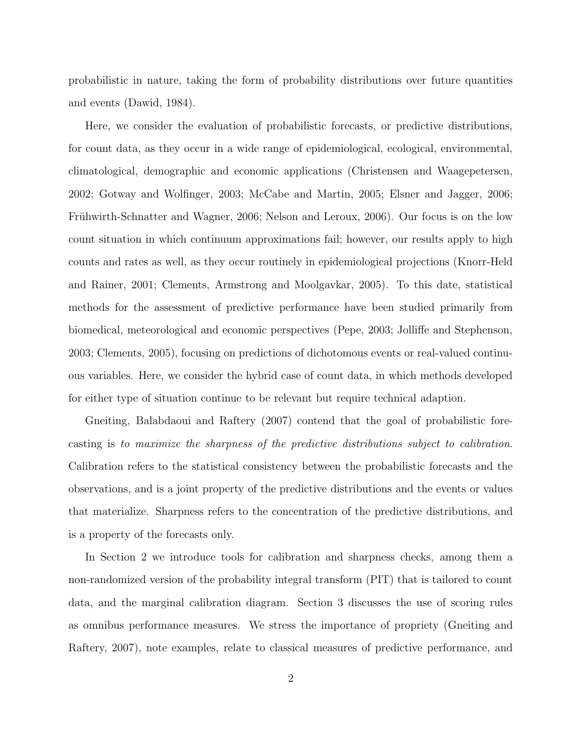probabilistic in nature, taking the form of probability distributions over future quantities and events (Dawid, 1984).

Here, we consider the evaluation of probabilistic forecasts, or predictive distributions, for count data, as they occur in a wide range of epidemiological, ecological, environmental, climatological, demographic and economic applications (Christensen and Waagepetersen, 2002; Gotway and Wolfinger, 2003; McCabe and Martin, 2005; Elsner and Jagger, 2006; Frühwirth-Schnatter and Wagner, 2006; Nelson and Leroux, 2006). Our focus is on the low count situation in which continuum approximations fail; however, our results apply to high counts and rates as well, as they occur routinely in epidemiological projections (Knorr-Held and Rainer, 2001; Clements, Armstrong and Moolgavkar, 2005). To this date, statistical methods for the assessment of predictive performance have been studied primarily from biomedical, meteorological and economic perspectives (Pepe, 2003; Jolliffe and Stephenson, 2003; Clements, 2005), focusing on predictions of dichotomous events or real-valued continuous variables. Here, we consider the hybrid case of count data, in which methods developed for either type of situation continue to be relevant but require technical adaption.

Gneiting, Balabdaoui and Raftery (2007) contend that the goal of probabilistic forecasting is *to maximize the sharpness of the predictive distributions subject to calibration*. Calibration refers to the statistical consistency between the probabilistic forecasts and the observations, and is a joint property of the predictive distributions and the events or values that materialize. Sharpness refers to the concentration of the predictive distributions, and is a property of the forecasts only.

In Section 2 we introduce tools for calibration and sharpness checks, among them a non-randomized version of the probability integral transform (PIT) that is tailored to count data, and the marginal calibration diagram. Section 3 discusses the use of scoring rules as omnibus performance measures. We stress the importance of propriety (Gneiting and Raftery, 2007), note examples, relate to classical measures of predictive performance, and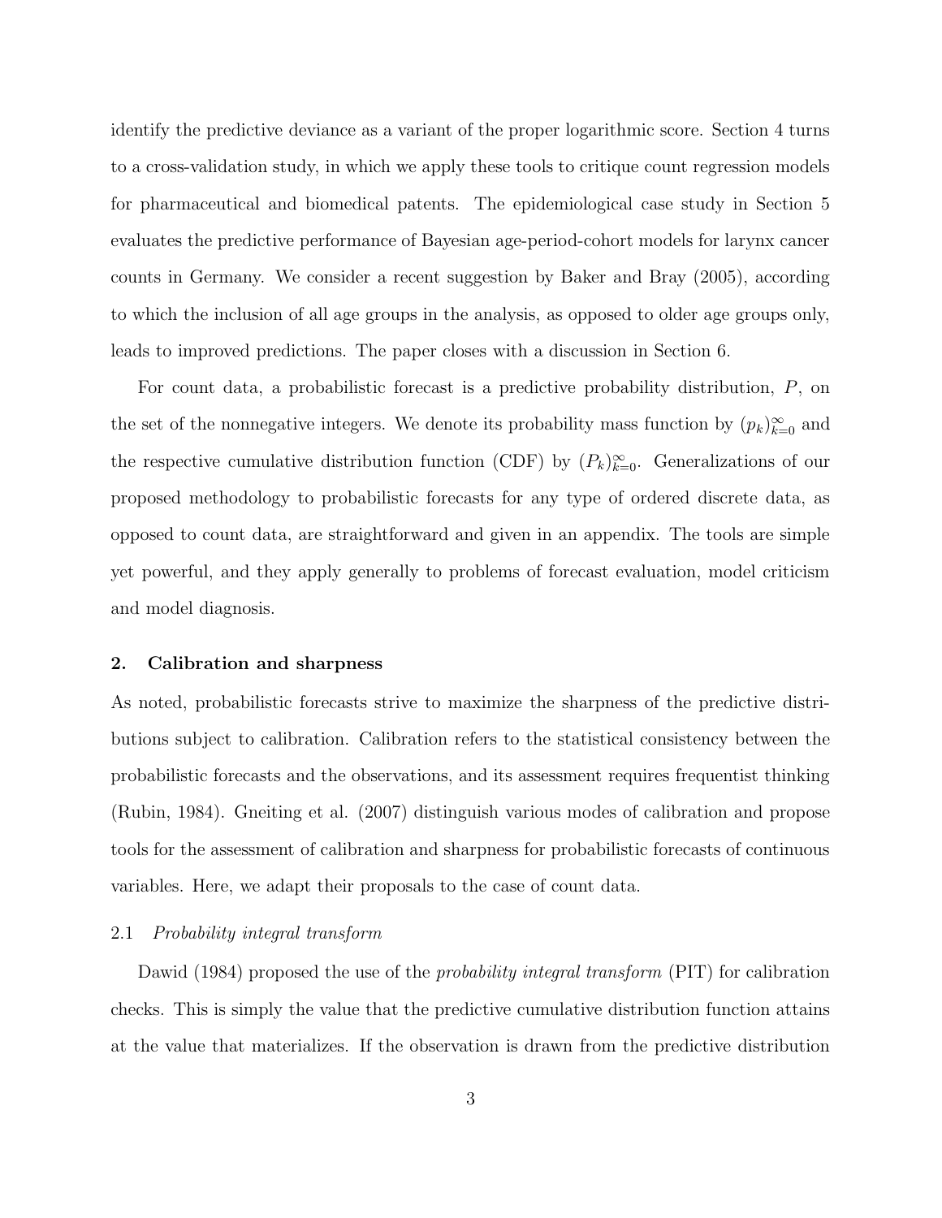identify the predictive deviance as a variant of the proper logarithmic score. Section 4 turns to a cross-validation study, in which we apply these tools to critique count regression models for pharmaceutical and biomedical patents. The epidemiological case study in Section 5 evaluates the predictive performance of Bayesian age-period-cohort models for larynx cancer counts in Germany. We consider a recent suggestion by Baker and Bray (2005), according to which the inclusion of all age groups in the analysis, as opposed to older age groups only, leads to improved predictions. The paper closes with a discussion in Section 6.

For count data, a probabilistic forecast is a predictive probability distribution, $P$, on the set of the nonnegative integers. We denote its probability mass function by $(p_k)_{k=0}^{\infty}$ and the respective cumulative distribution function (CDF) by $(P_k)_{k=0}^{\infty}$. Generalizations of our proposed methodology to probabilistic forecasts for any type of ordered discrete data, as opposed to count data, are straightforward and given in an appendix. The tools are simple yet powerful, and they apply generally to problems of forecast evaluation, model criticism and model diagnosis.

## 2. Calibration and sharpness

As noted, probabilistic forecasts strive to maximize the sharpness of the predictive distributions subject to calibration. Calibration refers to the statistical consistency between the probabilistic forecasts and the observations, and its assessment requires frequentist thinking (Rubin, 1984). Gneiting et al. (2007) distinguish various modes of calibration and propose tools for the assessment of calibration and sharpness for probabilistic forecasts of continuous variables. Here, we adapt their proposals to the case of count data.

### 2.1 *Probability integral transform*

Dawid (1984) proposed the use of the *probability integral transform* (PIT) for calibration checks. This is simply the value that the predictive cumulative distribution function attains at the value that materializes. If the observation is drawn from the predictive distribution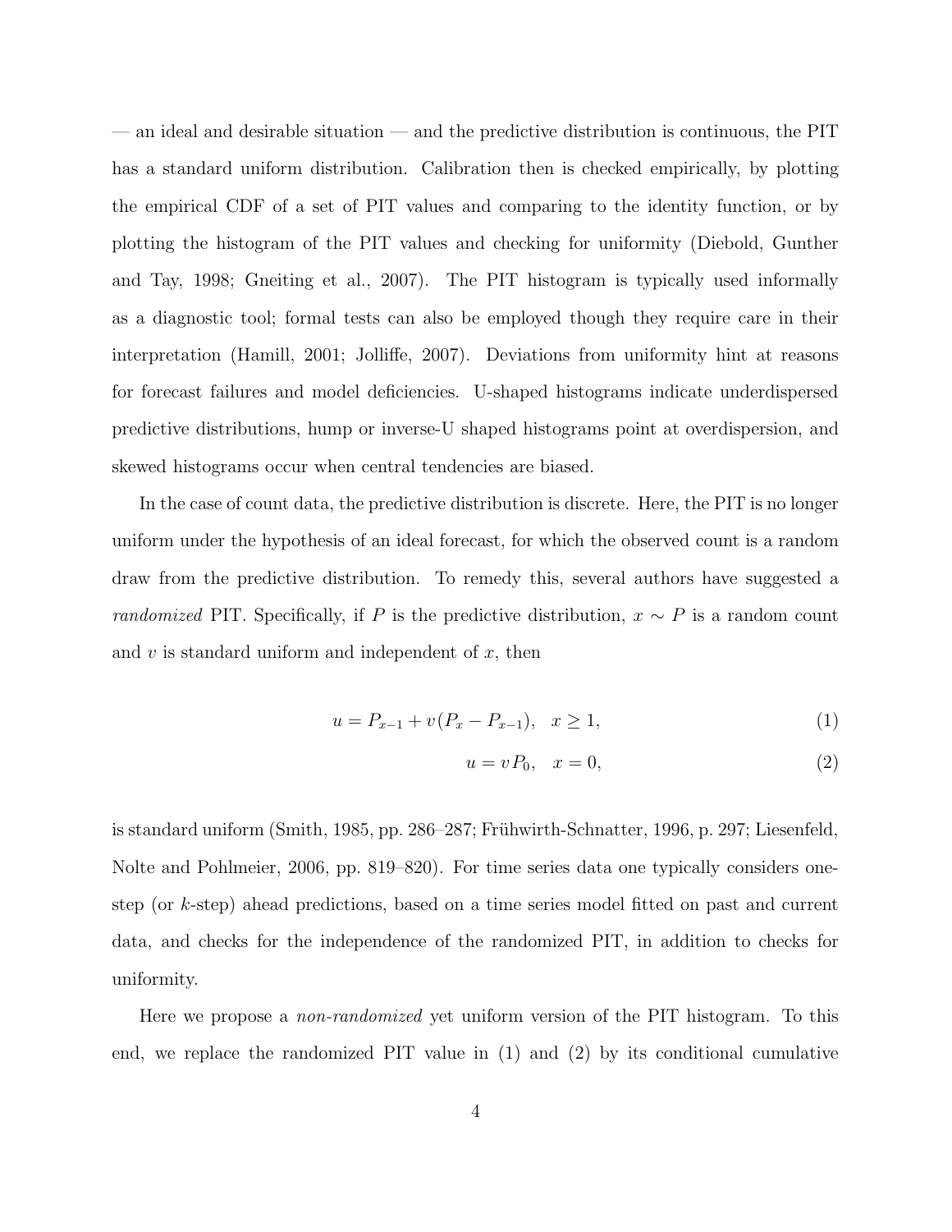— an ideal and desirable situation — and the predictive distribution is continuous, the PIT has a standard uniform distribution. Calibration then is checked empirically, by plotting the empirical CDF of a set of PIT values and comparing to the identity function, or by plotting the histogram of the PIT values and checking for uniformity (Diebold, Gunther and Tay, 1998; Gneiting et al., 2007). The PIT histogram is typically used informally as a diagnostic tool; formal tests can also be employed though they require care in their interpretation (Hamill, 2001; Jolliffe, 2007). Deviations from uniformity hint at reasons for forecast failures and model deficiencies. U-shaped histograms indicate underdispersed predictive distributions, hump or inverse-U shaped histograms point at overdispersion, and skewed histograms occur when central tendencies are biased.

In the case of count data, the predictive distribution is discrete. Here, the PIT is no longer uniform under the hypothesis of an ideal forecast, for which the observed count is a random draw from the predictive distribution. To remedy this, several authors have suggested a *randomized* PIT. Specifically, if $P$ is the predictive distribution, $x \sim P$ is a random count and $v$ is standard uniform and independent of $x$, then

$$u = P_{x-1} + v(P_x - P_{x-1}), \quad x \geq 1, \tag{1}$$

$$u = vP_0, \quad x = 0, \tag{2}$$

is standard uniform (Smith, 1985, pp. 286–287; Frühwirth-Schnatter, 1996, p. 297; Liesenfeld, Nolte and Pohlmeier, 2006, pp. 819–820). For time series data one typically considers one-step (or $k$-step) ahead predictions, based on a time series model fitted on past and current data, and checks for the independence of the randomized PIT, in addition to checks for uniformity.

Here we propose a *non-randomized* yet uniform version of the PIT histogram. To this end, we replace the randomized PIT value in (1) and (2) by its conditional cumulative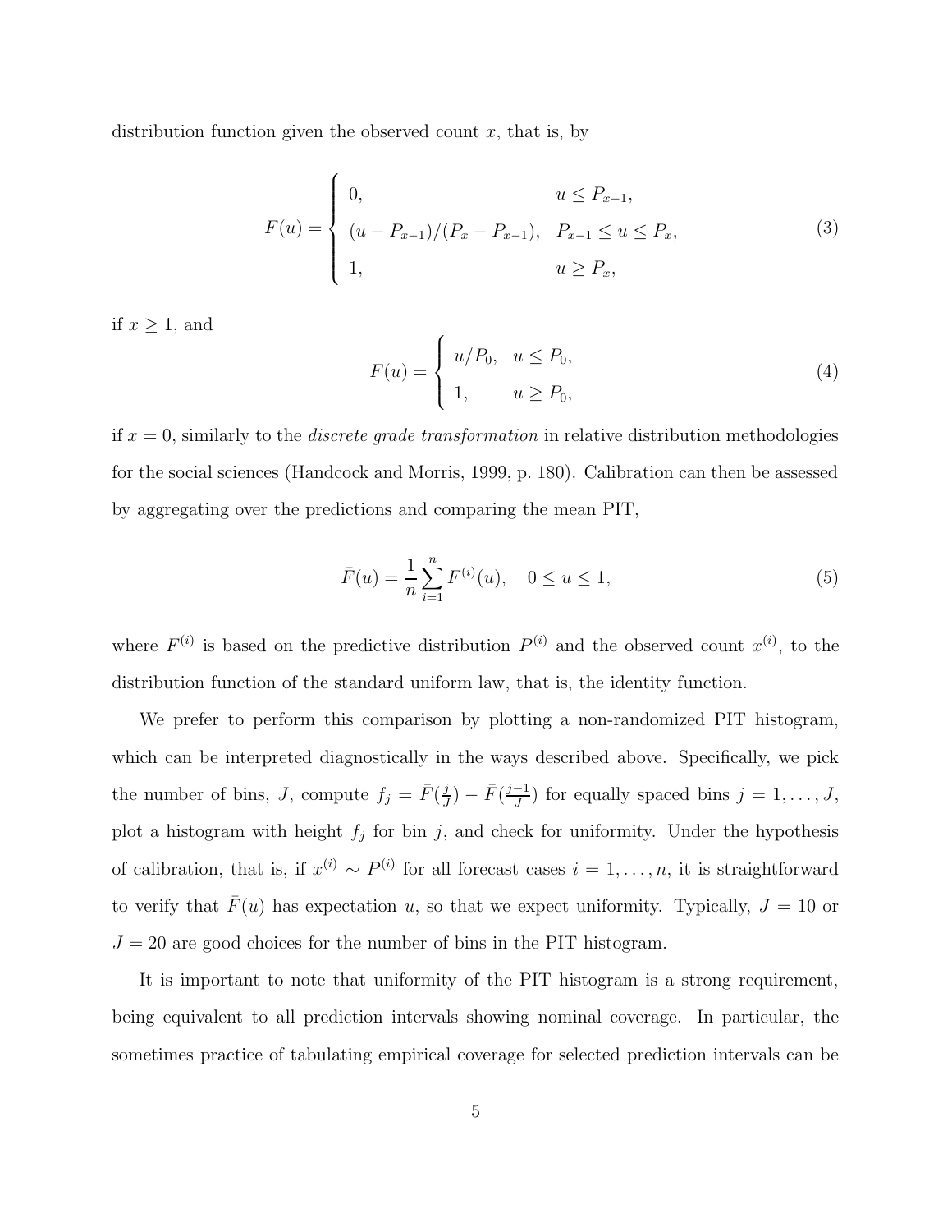distribution function given the observed count $x$, that is, by

$$
F(u) = \begin{cases} 0, & u \le P_{x-1}, \\ (u - P_{x-1})/(P_x - P_{x-1}), & P_{x-1} \le u \le P_x, \\ 1, & u \ge P_x, \end{cases} \tag{3}
$$

if $x \ge 1$, and

$$
F(u) = \begin{cases} u/P_0, & u \le P_0, \\ 1, & u \ge P_0, \end{cases} \tag{4}
$$

if $x = 0$, similarly to the *discrete grade transformation* in relative distribution methodologies for the social sciences (Handcock and Morris, 1999, p. 180). Calibration can then be assessed by aggregating over the predictions and comparing the mean PIT,

$$
\bar{F}(u) = \frac{1}{n} \sum_{i=1}^{n} F^{(i)}(u), \quad 0 \le u \le 1, \tag{5}
$$

where $F^{(i)}$ is based on the predictive distribution $P^{(i)}$ and the observed count $x^{(i)}$, to the distribution function of the standard uniform law, that is, the identity function.

We prefer to perform this comparison by plotting a non-randomized PIT histogram, which can be interpreted diagnostically in the ways described above. Specifically, we pick the number of bins, $J$, compute $f_j = \bar{F}(\frac{j}{J}) - \bar{F}(\frac{j-1}{J})$ for equally spaced bins $j = 1, \ldots, J$, plot a histogram with height $f_j$ for bin $j$, and check for uniformity. Under the hypothesis of calibration, that is, if $x^{(i)} \sim P^{(i)}$ for all forecast cases $i = 1, \ldots, n$, it is straightforward to verify that $\bar{F}(u)$ has expectation $u$, so that we expect uniformity. Typically, $J = 10$ or $J = 20$ are good choices for the number of bins in the PIT histogram.

It is important to note that uniformity of the PIT histogram is a strong requirement, being equivalent to all prediction intervals showing nominal coverage. In particular, the sometimes practice of tabulating empirical coverage for selected prediction intervals can be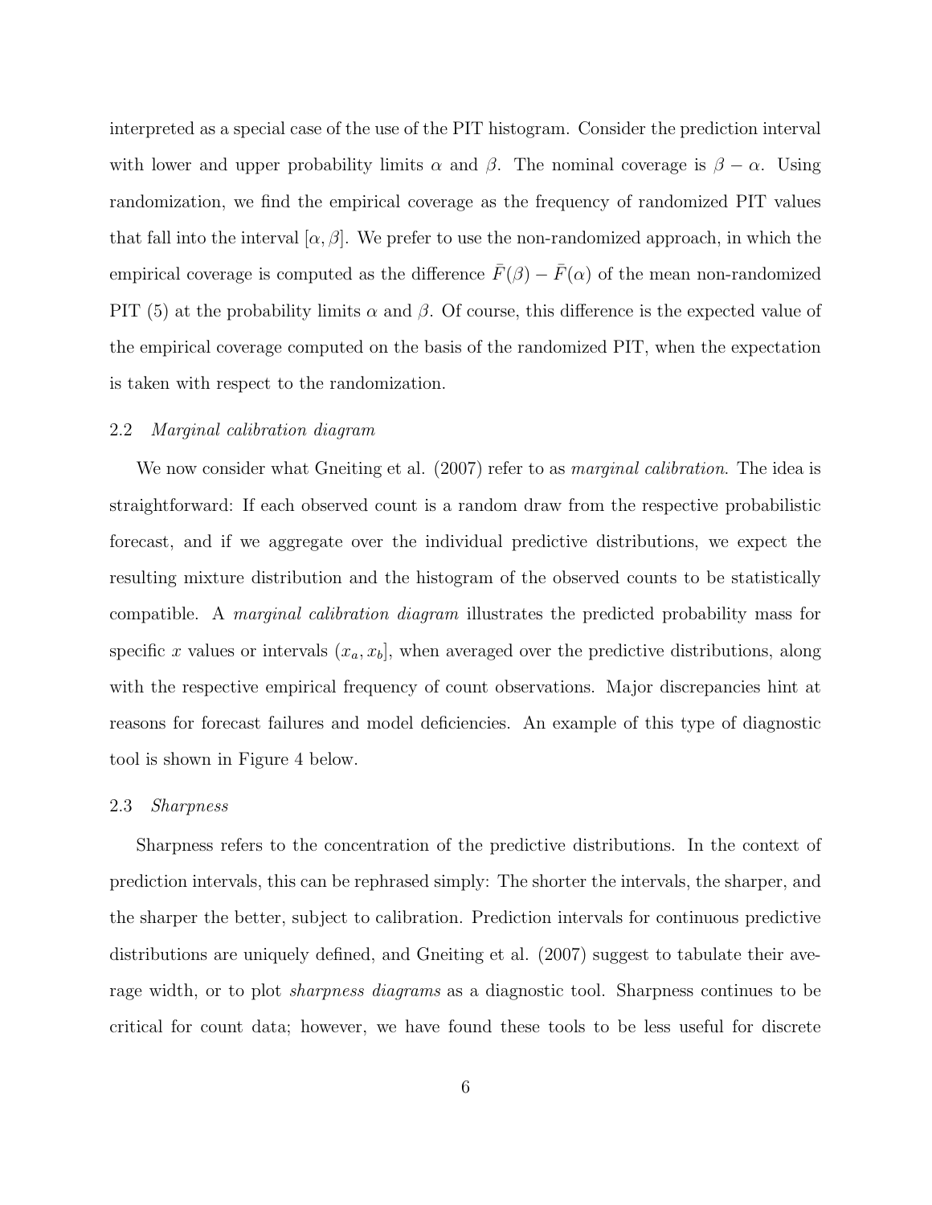interpreted as a special case of the use of the PIT histogram. Consider the prediction interval with lower and upper probability limits $\alpha$ and $\beta$. The nominal coverage is $\beta - \alpha$. Using randomization, we find the empirical coverage as the frequency of randomized PIT values that fall into the interval $[\alpha, \beta]$. We prefer to use the non-randomized approach, in which the empirical coverage is computed as the difference $\bar{F}(\beta) - \bar{F}(\alpha)$ of the mean non-randomized PIT (5) at the probability limits $\alpha$ and $\beta$. Of course, this difference is the expected value of the empirical coverage computed on the basis of the randomized PIT, when the expectation is taken with respect to the randomization.

### 2.2 *Marginal calibration diagram*

We now consider what Gneiting et al. (2007) refer to as *marginal calibration*. The idea is straightforward: If each observed count is a random draw from the respective probabilistic forecast, and if we aggregate over the individual predictive distributions, we expect the resulting mixture distribution and the histogram of the observed counts to be statistically compatible. A *marginal calibration diagram* illustrates the predicted probability mass for specific $x$ values or intervals $(x_a, x_b]$, when averaged over the predictive distributions, along with the respective empirical frequency of count observations. Major discrepancies hint at reasons for forecast failures and model deficiencies. An example of this type of diagnostic tool is shown in Figure 4 below.

### 2.3 *Sharpness*

Sharpness refers to the concentration of the predictive distributions. In the context of prediction intervals, this can be rephrased simply: The shorter the intervals, the sharper, and the sharper the better, subject to calibration. Prediction intervals for continuous predictive distributions are uniquely defined, and Gneiting et al. (2007) suggest to tabulate their average width, or to plot *sharpness diagrams* as a diagnostic tool. Sharpness continues to be critical for count data; however, we have found these tools to be less useful for discrete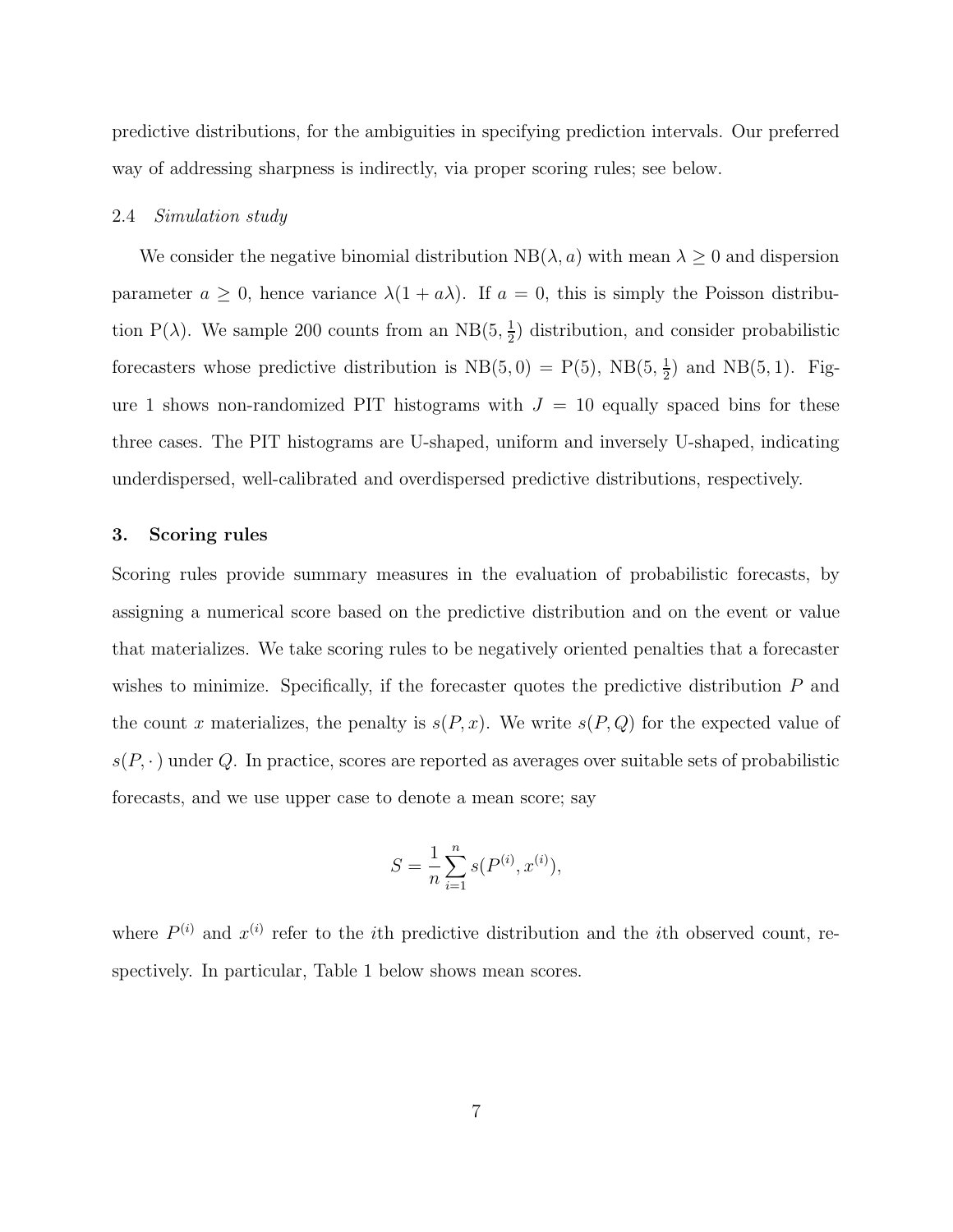predictive distributions, for the ambiguities in specifying prediction intervals. Our preferred way of addressing sharpness is indirectly, via proper scoring rules; see below.

### 2.4 *Simulation study*

We consider the negative binomial distribution $\mathrm{NB}(\lambda, a)$ with mean $\lambda \geq 0$ and dispersion parameter $a \geq 0$, hence variance $\lambda(1 + a\lambda)$. If $a = 0$, this is simply the Poisson distribution $\mathrm{P}(\lambda)$. We sample 200 counts from an $\mathrm{NB}(5, \frac{1}{2})$ distribution, and consider probabilistic forecasters whose predictive distribution is $\mathrm{NB}(5, 0) = \mathrm{P}(5)$, $\mathrm{NB}(5, \frac{1}{2})$ and $\mathrm{NB}(5, 1)$. Figure 1 shows non-randomized PIT histograms with $J = 10$ equally spaced bins for these three cases. The PIT histograms are U-shaped, uniform and inversely U-shaped, indicating underdispersed, well-calibrated and overdispersed predictive distributions, respectively.

## 3. Scoring rules

Scoring rules provide summary measures in the evaluation of probabilistic forecasts, by assigning a numerical score based on the predictive distribution and on the event or value that materializes. We take scoring rules to be negatively oriented penalties that a forecaster wishes to minimize. Specifically, if the forecaster quotes the predictive distribution $P$ and the count $x$ materializes, the penalty is $s(P, x)$. We write $s(P, Q)$ for the expected value of $s(P, \cdot\,)$ under $Q$. In practice, scores are reported as averages over suitable sets of probabilistic forecasts, and we use upper case to denote a mean score; say

$$S = \frac{1}{n} \sum_{i=1}^{n} s(P^{(i)}, x^{(i)}),$$

where $P^{(i)}$ and $x^{(i)}$ refer to the $i$th predictive distribution and the $i$th observed count, respectively. In particular, Table 1 below shows mean scores.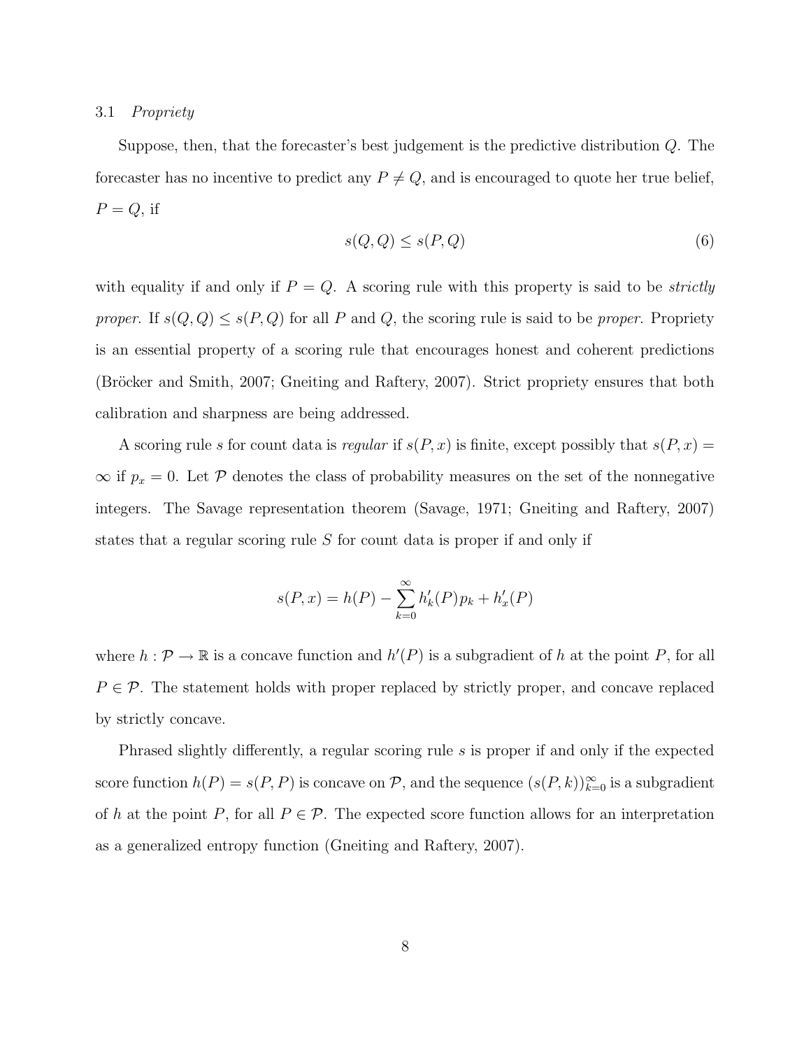### 3.1 *Propriety*

Suppose, then, that the forecaster's best judgement is the predictive distribution $Q$. The forecaster has no incentive to predict any $P \neq Q$, and is encouraged to quote her true belief, $P = Q$, if

$$s(Q, Q) \leq s(P, Q) \tag{6}$$

with equality if and only if $P = Q$. A scoring rule with this property is said to be *strictly proper*. If $s(Q, Q) \leq s(P, Q)$ for all $P$ and $Q$, the scoring rule is said to be *proper*. Propriety is an essential property of a scoring rule that encourages honest and coherent predictions (Bröcker and Smith, 2007; Gneiting and Raftery, 2007). Strict propriety ensures that both calibration and sharpness are being addressed.

A scoring rule $s$ for count data is *regular* if $s(P, x)$ is finite, except possibly that $s(P, x) = \infty$ if $p_x = 0$. Let $\mathcal{P}$ denotes the class of probability measures on the set of the nonnegative integers. The Savage representation theorem (Savage, 1971; Gneiting and Raftery, 2007) states that a regular scoring rule $S$ for count data is proper if and only if

$$s(P, x) = h(P) - \sum_{k=0}^{\infty} h'_k(P) p_k + h'_x(P)$$

where $h : \mathcal{P} \to \mathbb{R}$ is a concave function and $h'(P)$ is a subgradient of $h$ at the point $P$, for all $P \in \mathcal{P}$. The statement holds with proper replaced by strictly proper, and concave replaced by strictly concave.

Phrased slightly differently, a regular scoring rule $s$ is proper if and only if the expected score function $h(P) = s(P, P)$ is concave on $\mathcal{P}$, and the sequence $(s(P, k))_{k=0}^{\infty}$ is a subgradient of $h$ at the point $P$, for all $P \in \mathcal{P}$. The expected score function allows for an interpretation as a generalized entropy function (Gneiting and Raftery, 2007).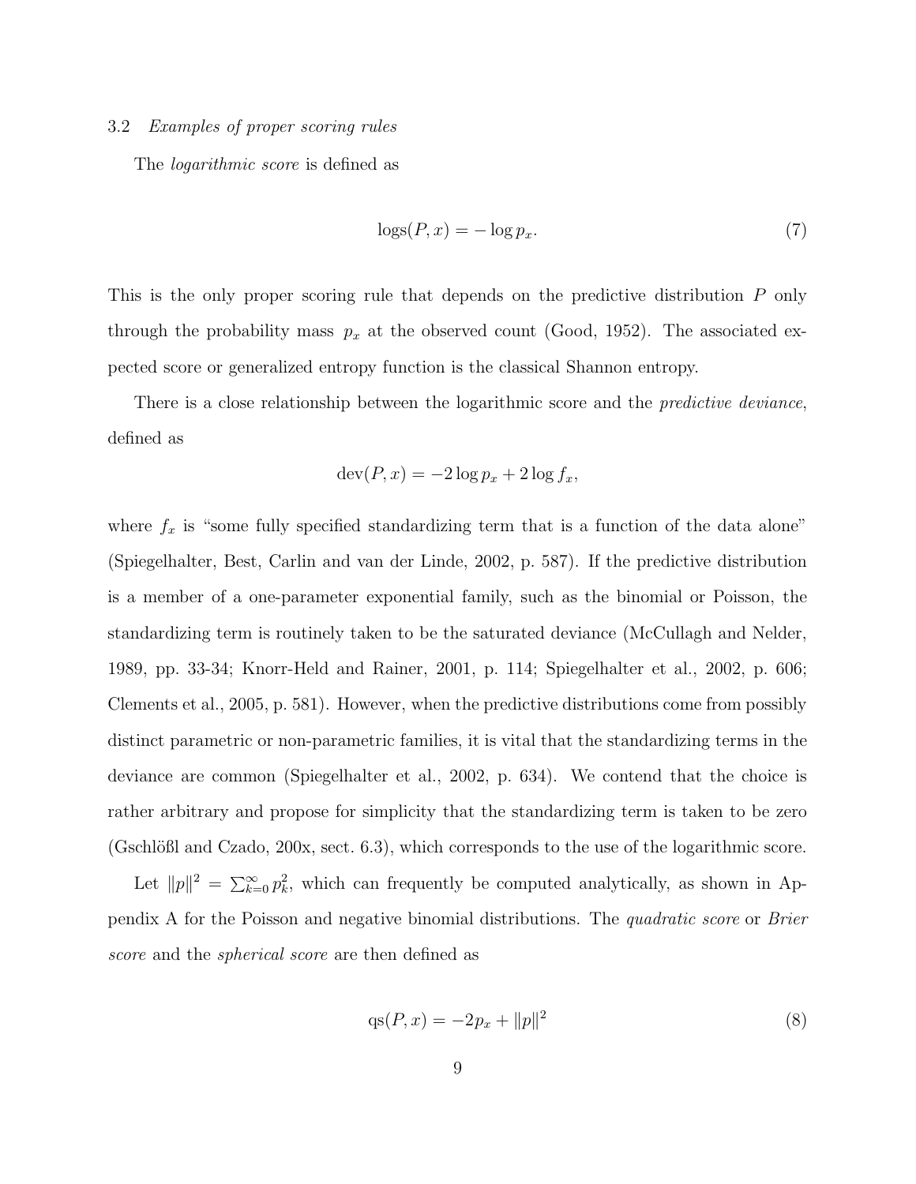### 3.2 *Examples of proper scoring rules*

The *logarithmic score* is defined as

$$\text{logs}(P, x) = -\log p_x. \tag{7}$$

This is the only proper scoring rule that depends on the predictive distribution $P$ only through the probability mass $p_x$ at the observed count (Good, 1952). The associated expected score or generalized entropy function is the classical Shannon entropy.

There is a close relationship between the logarithmic score and the *predictive deviance*, defined as

$$\text{dev}(P, x) = -2 \log p_x + 2 \log f_x,$$

where $f_x$ is "some fully specified standardizing term that is a function of the data alone" (Spiegelhalter, Best, Carlin and van der Linde, 2002, p. 587). If the predictive distribution is a member of a one-parameter exponential family, such as the binomial or Poisson, the standardizing term is routinely taken to be the saturated deviance (McCullagh and Nelder, 1989, pp. 33-34; Knorr-Held and Rainer, 2001, p. 114; Spiegelhalter et al., 2002, p. 606; Clements et al., 2005, p. 581). However, when the predictive distributions come from possibly distinct parametric or non-parametric families, it is vital that the standardizing terms in the deviance are common (Spiegelhalter et al., 2002, p. 634). We contend that the choice is rather arbitrary and propose for simplicity that the standardizing term is taken to be zero (Gschlößl and Czado, 200x, sect. 6.3), which corresponds to the use of the logarithmic score.

Let $\|p\|^2 = \sum_{k=0}^{\infty} p_k^2$, which can frequently be computed analytically, as shown in Appendix A for the Poisson and negative binomial distributions. The *quadratic score* or *Brier score* and the *spherical score* are then defined as

$$\text{qs}(P, x) = -2p_x + \|p\|^2 \tag{8}$$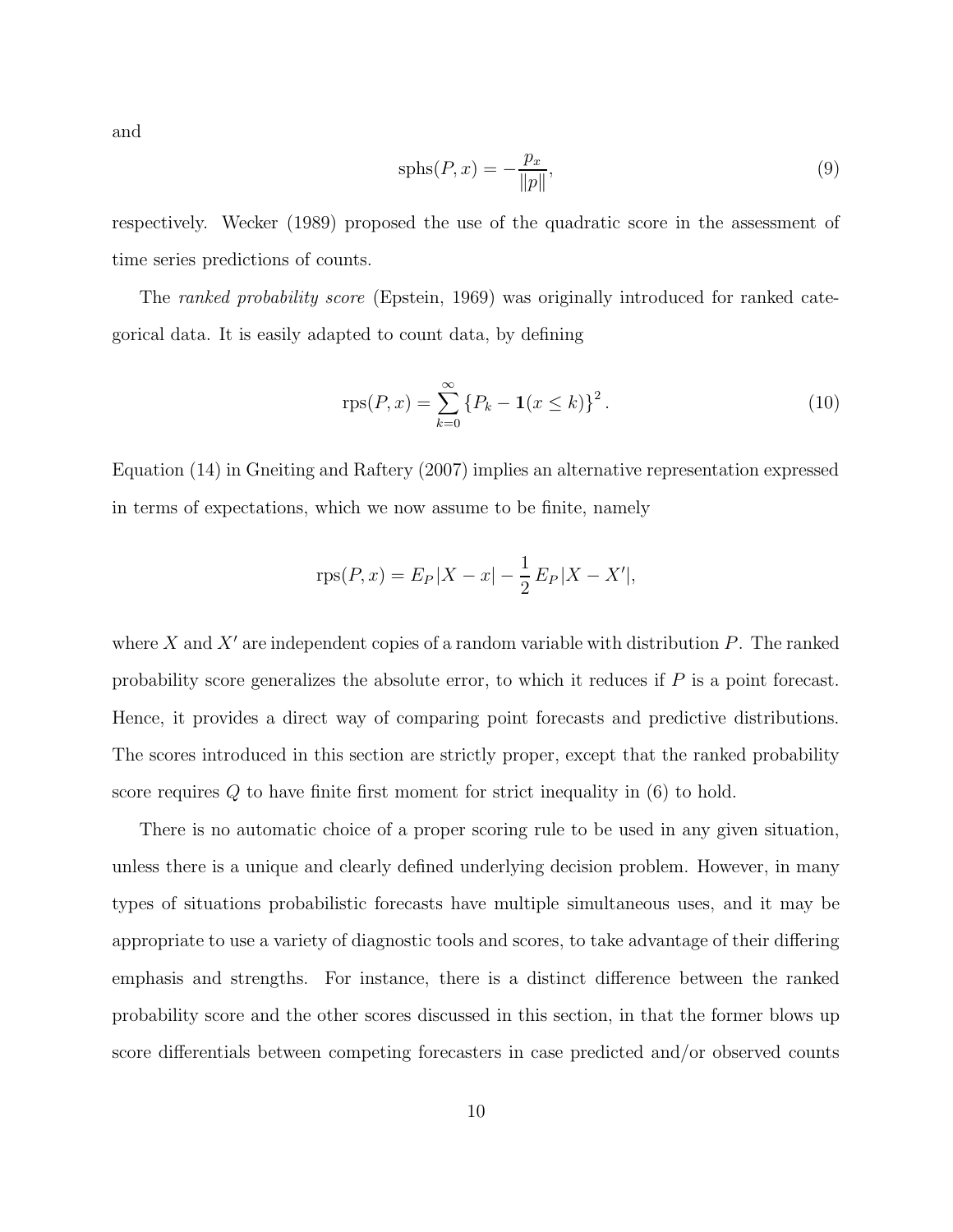and

$$\text{sphs}(P, x) = -\frac{p_x}{\|p\|}, \tag{9}$$

respectively. Wecker (1989) proposed the use of the quadratic score in the assessment of time series predictions of counts.

The *ranked probability score* (Epstein, 1969) was originally introduced for ranked categorical data. It is easily adapted to count data, by defining

$$\text{rps}(P, x) = \sum_{k=0}^{\infty} \{P_k - \mathbf{1}(x \leq k)\}^2. \tag{10}$$

Equation (14) in Gneiting and Raftery (2007) implies an alternative representation expressed in terms of expectations, which we now assume to be finite, namely

$$\text{rps}(P, x) = E_P|X - x| - \frac{1}{2} E_P|X - X'|,$$

where $X$ and $X'$ are independent copies of a random variable with distribution $P$. The ranked probability score generalizes the absolute error, to which it reduces if $P$ is a point forecast. Hence, it provides a direct way of comparing point forecasts and predictive distributions. The scores introduced in this section are strictly proper, except that the ranked probability score requires $Q$ to have finite first moment for strict inequality in (6) to hold.

There is no automatic choice of a proper scoring rule to be used in any given situation, unless there is a unique and clearly defined underlying decision problem. However, in many types of situations probabilistic forecasts have multiple simultaneous uses, and it may be appropriate to use a variety of diagnostic tools and scores, to take advantage of their differing emphasis and strengths. For instance, there is a distinct difference between the ranked probability score and the other scores discussed in this section, in that the former blows up score differentials between competing forecasters in case predicted and/or observed counts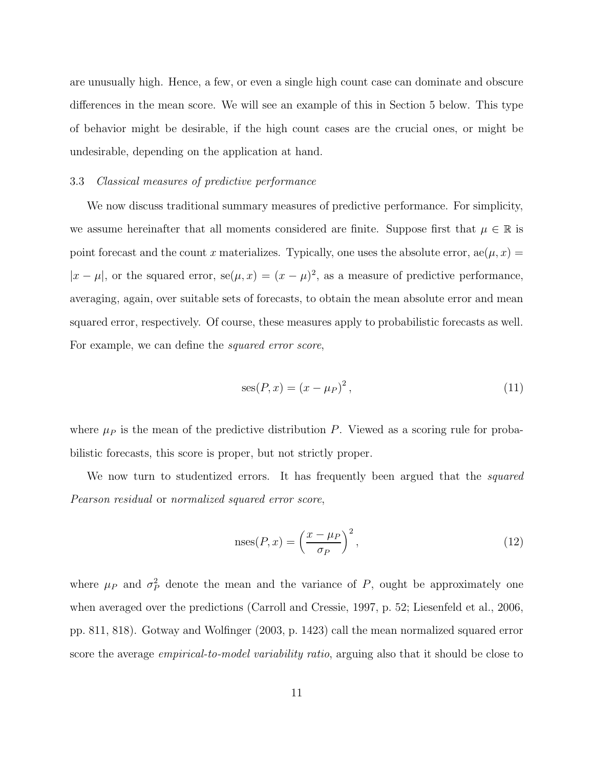are unusually high. Hence, a few, or even a single high count case can dominate and obscure differences in the mean score. We will see an example of this in Section 5 below. This type of behavior might be desirable, if the high count cases are the crucial ones, or might be undesirable, depending on the application at hand.

### 3.3 *Classical measures of predictive performance*

We now discuss traditional summary measures of predictive performance. For simplicity, we assume hereinafter that all moments considered are finite. Suppose first that $\mu \in \mathbb{R}$ is point forecast and the count $x$ materializes. Typically, one uses the absolute error, $\text{ae}(\mu, x) = |x - \mu|$, or the squared error, $\text{se}(\mu, x) = (x - \mu)^2$, as a measure of predictive performance, averaging, again, over suitable sets of forecasts, to obtain the mean absolute error and mean squared error, respectively. Of course, these measures apply to probabilistic forecasts as well. For example, we can define the *squared error score*,

$$\text{ses}(P, x) = (x - \mu_P)^2, \tag{11}$$

where $\mu_P$ is the mean of the predictive distribution $P$. Viewed as a scoring rule for probabilistic forecasts, this score is proper, but not strictly proper.

We now turn to studentized errors. It has frequently been argued that the *squared Pearson residual* or *normalized squared error score*,

$$\text{nses}(P, x) = \left( \frac{x - \mu_P}{\sigma_P} \right)^2, \tag{12}$$

where $\mu_P$ and $\sigma_P^2$ denote the mean and the variance of $P$, ought be approximately one when averaged over the predictions (Carroll and Cressie, 1997, p. 52; Liesenfeld et al., 2006, pp. 811, 818). Gotway and Wolfinger (2003, p. 1423) call the mean normalized squared error score the average *empirical-to-model variability ratio*, arguing also that it should be close to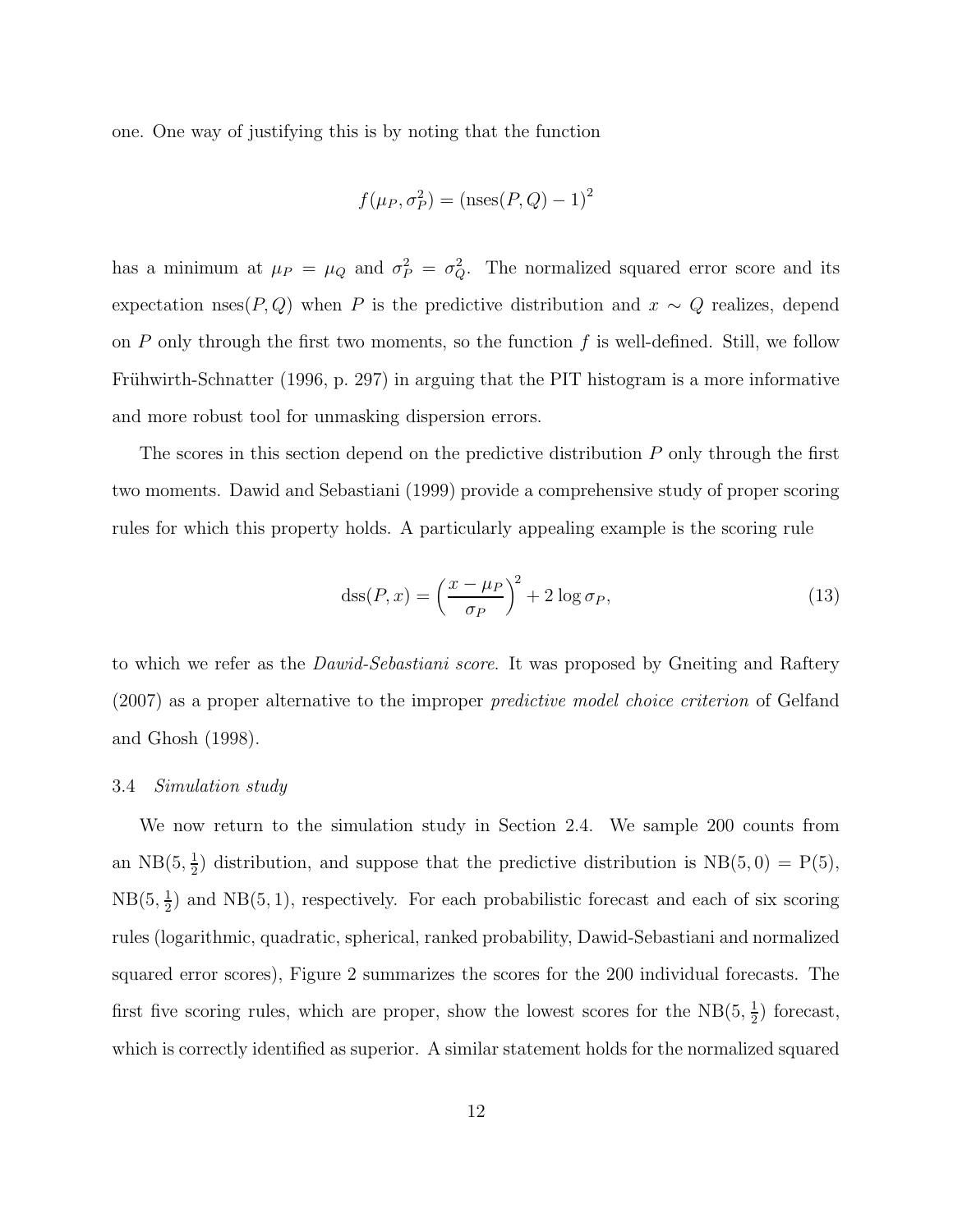one. One way of justifying this is by noting that the function

$$f(\mu_P, \sigma_P^2) = (\text{nses}(P, Q) - 1)^2$$

has a minimum at $\mu_P = \mu_Q$ and $\sigma_P^2 = \sigma_Q^2$. The normalized squared error score and its expectation nses$(P, Q)$ when $P$ is the predictive distribution and $x \sim Q$ realizes, depend on $P$ only through the first two moments, so the function $f$ is well-defined. Still, we follow Frühwirth-Schnatter (1996, p. 297) in arguing that the PIT histogram is a more informative and more robust tool for unmasking dispersion errors.

The scores in this section depend on the predictive distribution $P$ only through the first two moments. Dawid and Sebastiani (1999) provide a comprehensive study of proper scoring rules for which this property holds. A particularly appealing example is the scoring rule

$$\text{dss}(P, x) = \left(\frac{x - \mu_P}{\sigma_P}\right)^2 + 2 \log \sigma_P, \tag{13}$$

to which we refer as the *Dawid-Sebastiani score*. It was proposed by Gneiting and Raftery (2007) as a proper alternative to the improper *predictive model choice criterion* of Gelfand and Ghosh (1998).

### 3.4 *Simulation study*

We now return to the simulation study in Section 2.4. We sample 200 counts from an $\text{NB}(5, \frac{1}{2})$ distribution, and suppose that the predictive distribution is $\text{NB}(5, 0) = \text{P}(5)$, $\text{NB}(5, \frac{1}{2})$ and $\text{NB}(5, 1)$, respectively. For each probabilistic forecast and each of six scoring rules (logarithmic, quadratic, spherical, ranked probability, Dawid-Sebastiani and normalized squared error scores), Figure 2 summarizes the scores for the 200 individual forecasts. The first five scoring rules, which are proper, show the lowest scores for the $\text{NB}(5, \frac{1}{2})$ forecast, which is correctly identified as superior. A similar statement holds for the normalized squared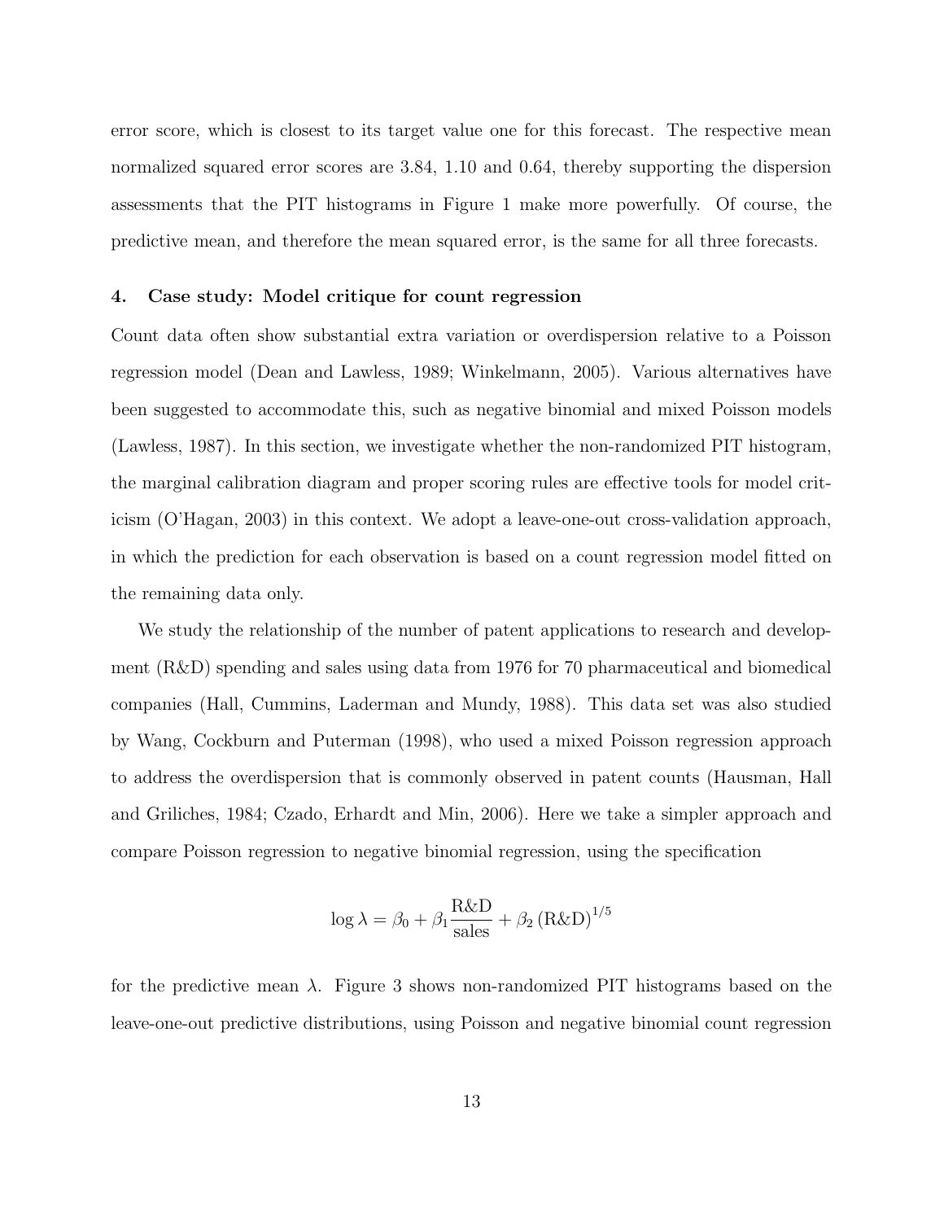error score, which is closest to its target value one for this forecast. The respective mean normalized squared error scores are 3.84, 1.10 and 0.64, thereby supporting the dispersion assessments that the PIT histograms in Figure 1 make more powerfully. Of course, the predictive mean, and therefore the mean squared error, is the same for all three forecasts.

## 4. Case study: Model critique for count regression

Count data often show substantial extra variation or overdispersion relative to a Poisson regression model (Dean and Lawless, 1989; Winkelmann, 2005). Various alternatives have been suggested to accommodate this, such as negative binomial and mixed Poisson models (Lawless, 1987). In this section, we investigate whether the non-randomized PIT histogram, the marginal calibration diagram and proper scoring rules are effective tools for model criticism (O'Hagan, 2003) in this context. We adopt a leave-one-out cross-validation approach, in which the prediction for each observation is based on a count regression model fitted on the remaining data only.

We study the relationship of the number of patent applications to research and development (R&D) spending and sales using data from 1976 for 70 pharmaceutical and biomedical companies (Hall, Cummins, Laderman and Mundy, 1988). This data set was also studied by Wang, Cockburn and Puterman (1998), who used a mixed Poisson regression approach to address the overdispersion that is commonly observed in patent counts (Hausman, Hall and Griliches, 1984; Czado, Erhardt and Min, 2006). Here we take a simpler approach and compare Poisson regression to negative binomial regression, using the specification

$$\log \lambda = \beta_0 + \beta_1 \frac{\text{R\&D}}{\text{sales}} + \beta_2 \, (\text{R\&D})^{1/5}$$

for the predictive mean $\lambda$. Figure 3 shows non-randomized PIT histograms based on the leave-one-out predictive distributions, using Poisson and negative binomial count regression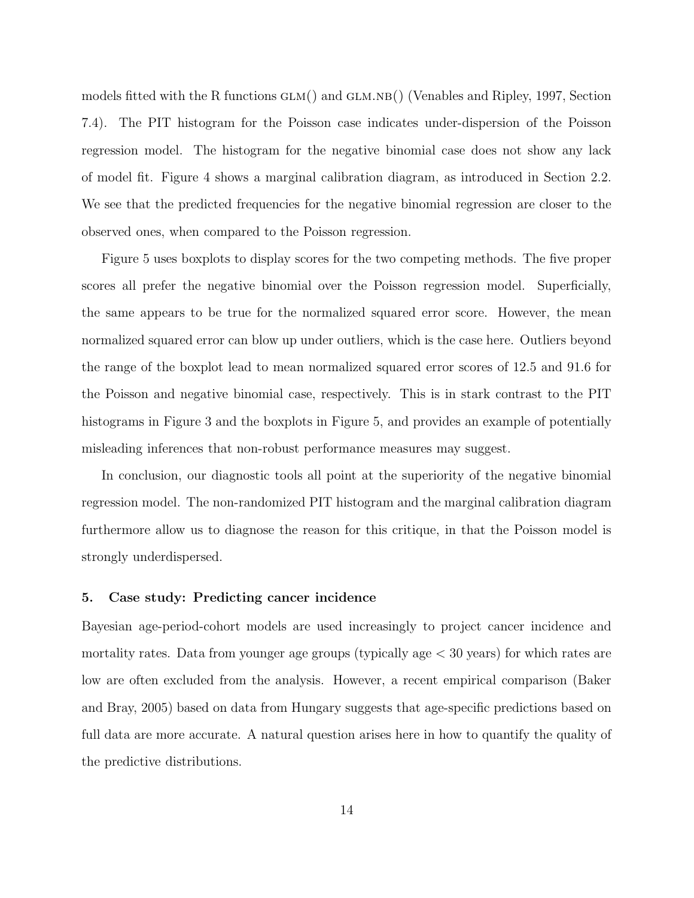models fitted with the R functions GLM() and GLM.NB() (Venables and Ripley, 1997, Section 7.4). The PIT histogram for the Poisson case indicates under-dispersion of the Poisson regression model. The histogram for the negative binomial case does not show any lack of model fit. Figure 4 shows a marginal calibration diagram, as introduced in Section 2.2. We see that the predicted frequencies for the negative binomial regression are closer to the observed ones, when compared to the Poisson regression.

Figure 5 uses boxplots to display scores for the two competing methods. The five proper scores all prefer the negative binomial over the Poisson regression model. Superficially, the same appears to be true for the normalized squared error score. However, the mean normalized squared error can blow up under outliers, which is the case here. Outliers beyond the range of the boxplot lead to mean normalized squared error scores of 12.5 and 91.6 for the Poisson and negative binomial case, respectively. This is in stark contrast to the PIT histograms in Figure 3 and the boxplots in Figure 5, and provides an example of potentially misleading inferences that non-robust performance measures may suggest.

In conclusion, our diagnostic tools all point at the superiority of the negative binomial regression model. The non-randomized PIT histogram and the marginal calibration diagram furthermore allow us to diagnose the reason for this critique, in that the Poisson model is strongly underdispersed.

## 5. Case study: Predicting cancer incidence

Bayesian age-period-cohort models are used increasingly to project cancer incidence and mortality rates. Data from younger age groups (typically age < 30 years) for which rates are low are often excluded from the analysis. However, a recent empirical comparison (Baker and Bray, 2005) based on data from Hungary suggests that age-specific predictions based on full data are more accurate. A natural question arises here in how to quantify the quality of the predictive distributions.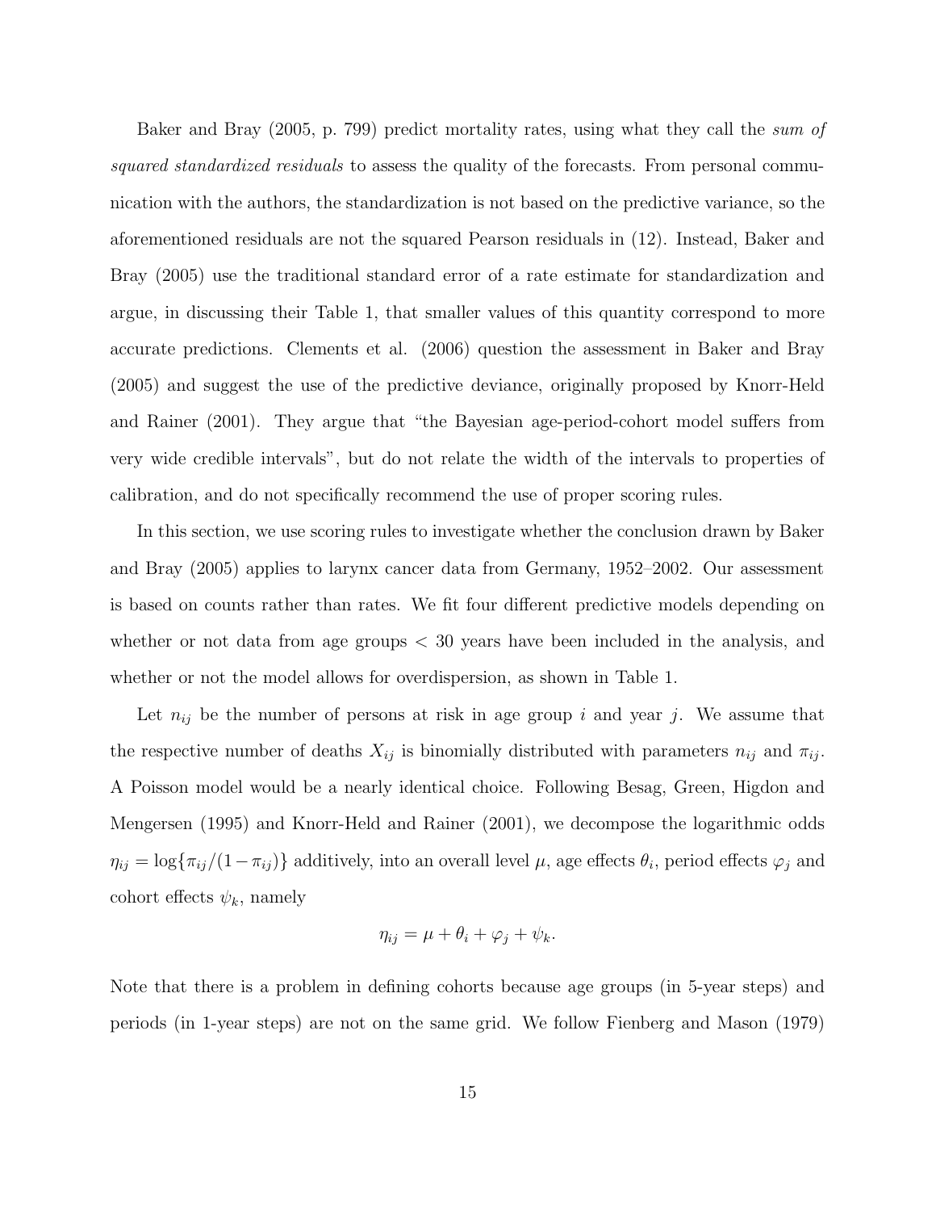Baker and Bray (2005, p. 799) predict mortality rates, using what they call the *sum of squared standardized residuals* to assess the quality of the forecasts. From personal communication with the authors, the standardization is not based on the predictive variance, so the aforementioned residuals are not the squared Pearson residuals in (12). Instead, Baker and Bray (2005) use the traditional standard error of a rate estimate for standardization and argue, in discussing their Table 1, that smaller values of this quantity correspond to more accurate predictions. Clements et al. (2006) question the assessment in Baker and Bray (2005) and suggest the use of the predictive deviance, originally proposed by Knorr-Held and Rainer (2001). They argue that "the Bayesian age-period-cohort model suffers from very wide credible intervals", but do not relate the width of the intervals to properties of calibration, and do not specifically recommend the use of proper scoring rules.

In this section, we use scoring rules to investigate whether the conclusion drawn by Baker and Bray (2005) applies to larynx cancer data from Germany, 1952–2002. Our assessment is based on counts rather than rates. We fit four different predictive models depending on whether or not data from age groups $< 30$ years have been included in the analysis, and whether or not the model allows for overdispersion, as shown in Table 1.

Let $n_{ij}$ be the number of persons at risk in age group $i$ and year $j$. We assume that the respective number of deaths $X_{ij}$ is binomially distributed with parameters $n_{ij}$ and $\pi_{ij}$. A Poisson model would be a nearly identical choice. Following Besag, Green, Higdon and Mengersen (1995) and Knorr-Held and Rainer (2001), we decompose the logarithmic odds $\eta_{ij} = \log\{\pi_{ij}/(1-\pi_{ij})\}$ additively, into an overall level $\mu$, age effects $\theta_i$, period effects $\varphi_j$ and cohort effects $\psi_k$, namely

$$\eta_{ij} = \mu + \theta_i + \varphi_j + \psi_k.$$

Note that there is a problem in defining cohorts because age groups (in 5-year steps) and periods (in 1-year steps) are not on the same grid. We follow Fienberg and Mason (1979)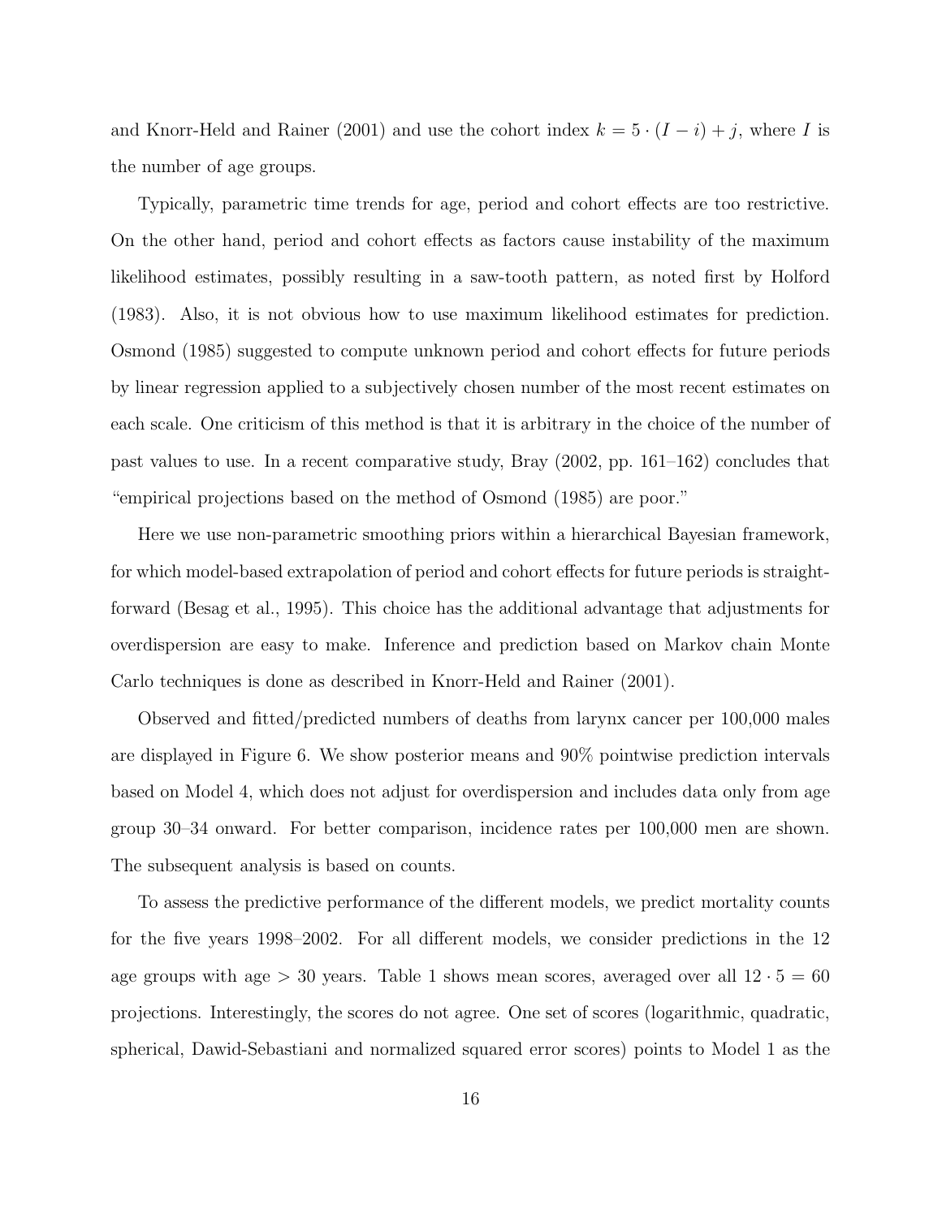and Knorr-Held and Rainer (2001) and use the cohort index $k = 5 \cdot (I - i) + j$, where $I$ is the number of age groups.

Typically, parametric time trends for age, period and cohort effects are too restrictive. On the other hand, period and cohort effects as factors cause instability of the maximum likelihood estimates, possibly resulting in a saw-tooth pattern, as noted first by Holford (1983). Also, it is not obvious how to use maximum likelihood estimates for prediction. Osmond (1985) suggested to compute unknown period and cohort effects for future periods by linear regression applied to a subjectively chosen number of the most recent estimates on each scale. One criticism of this method is that it is arbitrary in the choice of the number of past values to use. In a recent comparative study, Bray (2002, pp. 161–162) concludes that "empirical projections based on the method of Osmond (1985) are poor."

Here we use non-parametric smoothing priors within a hierarchical Bayesian framework, for which model-based extrapolation of period and cohort effects for future periods is straightforward (Besag et al., 1995). This choice has the additional advantage that adjustments for overdispersion are easy to make. Inference and prediction based on Markov chain Monte Carlo techniques is done as described in Knorr-Held and Rainer (2001).

Observed and fitted/predicted numbers of deaths from larynx cancer per 100,000 males are displayed in Figure 6. We show posterior means and 90% pointwise prediction intervals based on Model 4, which does not adjust for overdispersion and includes data only from age group 30–34 onward. For better comparison, incidence rates per 100,000 men are shown. The subsequent analysis is based on counts.

To assess the predictive performance of the different models, we predict mortality counts for the five years 1998–2002. For all different models, we consider predictions in the 12 age groups with age $> 30$ years. Table 1 shows mean scores, averaged over all $12 \cdot 5 = 60$ projections. Interestingly, the scores do not agree. One set of scores (logarithmic, quadratic, spherical, Dawid-Sebastiani and normalized squared error scores) points to Model 1 as the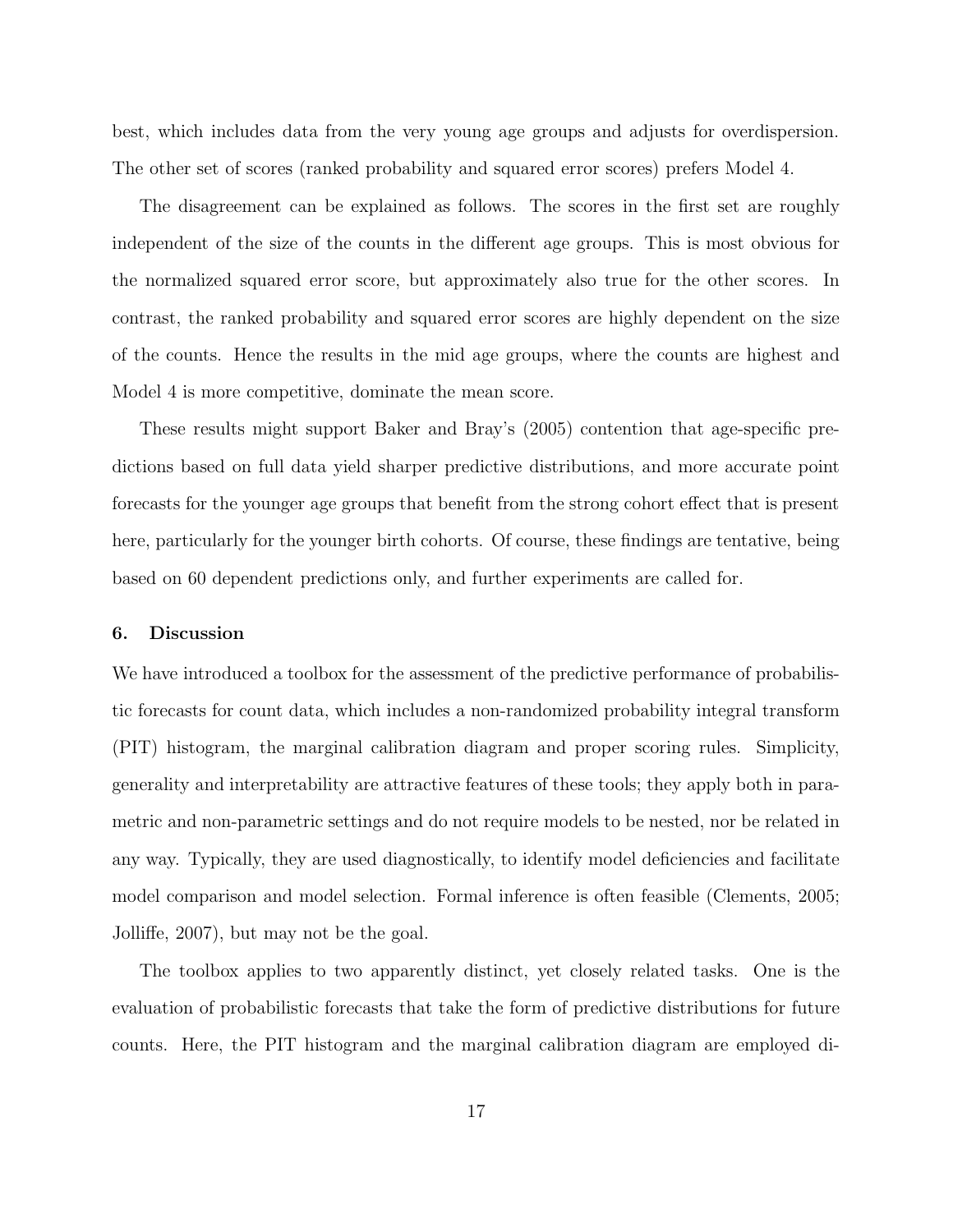best, which includes data from the very young age groups and adjusts for overdispersion. The other set of scores (ranked probability and squared error scores) prefers Model 4.

The disagreement can be explained as follows. The scores in the first set are roughly independent of the size of the counts in the different age groups. This is most obvious for the normalized squared error score, but approximately also true for the other scores. In contrast, the ranked probability and squared error scores are highly dependent on the size of the counts. Hence the results in the mid age groups, where the counts are highest and Model 4 is more competitive, dominate the mean score.

These results might support Baker and Bray's (2005) contention that age-specific predictions based on full data yield sharper predictive distributions, and more accurate point forecasts for the younger age groups that benefit from the strong cohort effect that is present here, particularly for the younger birth cohorts. Of course, these findings are tentative, being based on 60 dependent predictions only, and further experiments are called for.

## 6. Discussion

We have introduced a toolbox for the assessment of the predictive performance of probabilistic forecasts for count data, which includes a non-randomized probability integral transform (PIT) histogram, the marginal calibration diagram and proper scoring rules. Simplicity, generality and interpretability are attractive features of these tools; they apply both in parametric and non-parametric settings and do not require models to be nested, nor be related in any way. Typically, they are used diagnostically, to identify model deficiencies and facilitate model comparison and model selection. Formal inference is often feasible (Clements, 2005; Jolliffe, 2007), but may not be the goal.

The toolbox applies to two apparently distinct, yet closely related tasks. One is the evaluation of probabilistic forecasts that take the form of predictive distributions for future counts. Here, the PIT histogram and the marginal calibration diagram are employed di-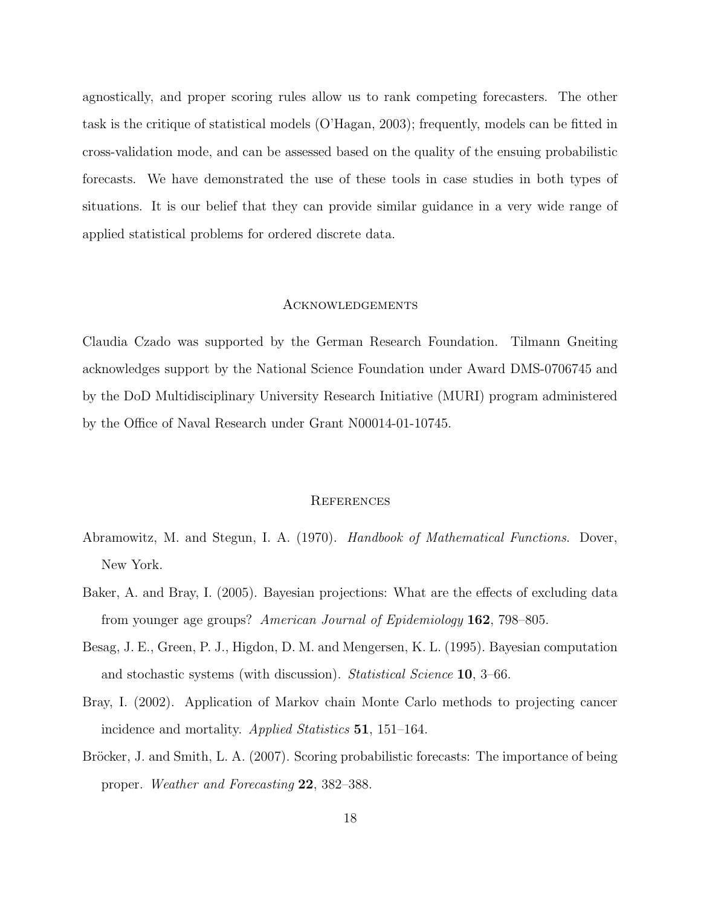agnostically, and proper scoring rules allow us to rank competing forecasters. The other task is the critique of statistical models (O'Hagan, 2003); frequently, models can be fitted in cross-validation mode, and can be assessed based on the quality of the ensuing probabilistic forecasts. We have demonstrated the use of these tools in case studies in both types of situations. It is our belief that they can provide similar guidance in a very wide range of applied statistical problems for ordered discrete data.

## Acknowledgements

Claudia Czado was supported by the German Research Foundation. Tilmann Gneiting acknowledges support by the National Science Foundation under Award DMS-0706745 and by the DoD Multidisciplinary University Research Initiative (MURI) program administered by the Office of Naval Research under Grant N00014-01-10745.

## References

Abramowitz, M. and Stegun, I. A. (1970). *Handbook of Mathematical Functions*. Dover, New York.

Baker, A. and Bray, I. (2005). Bayesian projections: What are the effects of excluding data from younger age groups? *American Journal of Epidemiology* **162**, 798–805.

Besag, J. E., Green, P. J., Higdon, D. M. and Mengersen, K. L. (1995). Bayesian computation and stochastic systems (with discussion). *Statistical Science* **10**, 3–66.

Bray, I. (2002). Application of Markov chain Monte Carlo methods to projecting cancer incidence and mortality. *Applied Statistics* **51**, 151–164.

Bröcker, J. and Smith, L. A. (2007). Scoring probabilistic forecasts: The importance of being proper. *Weather and Forecasting* **22**, 382–388.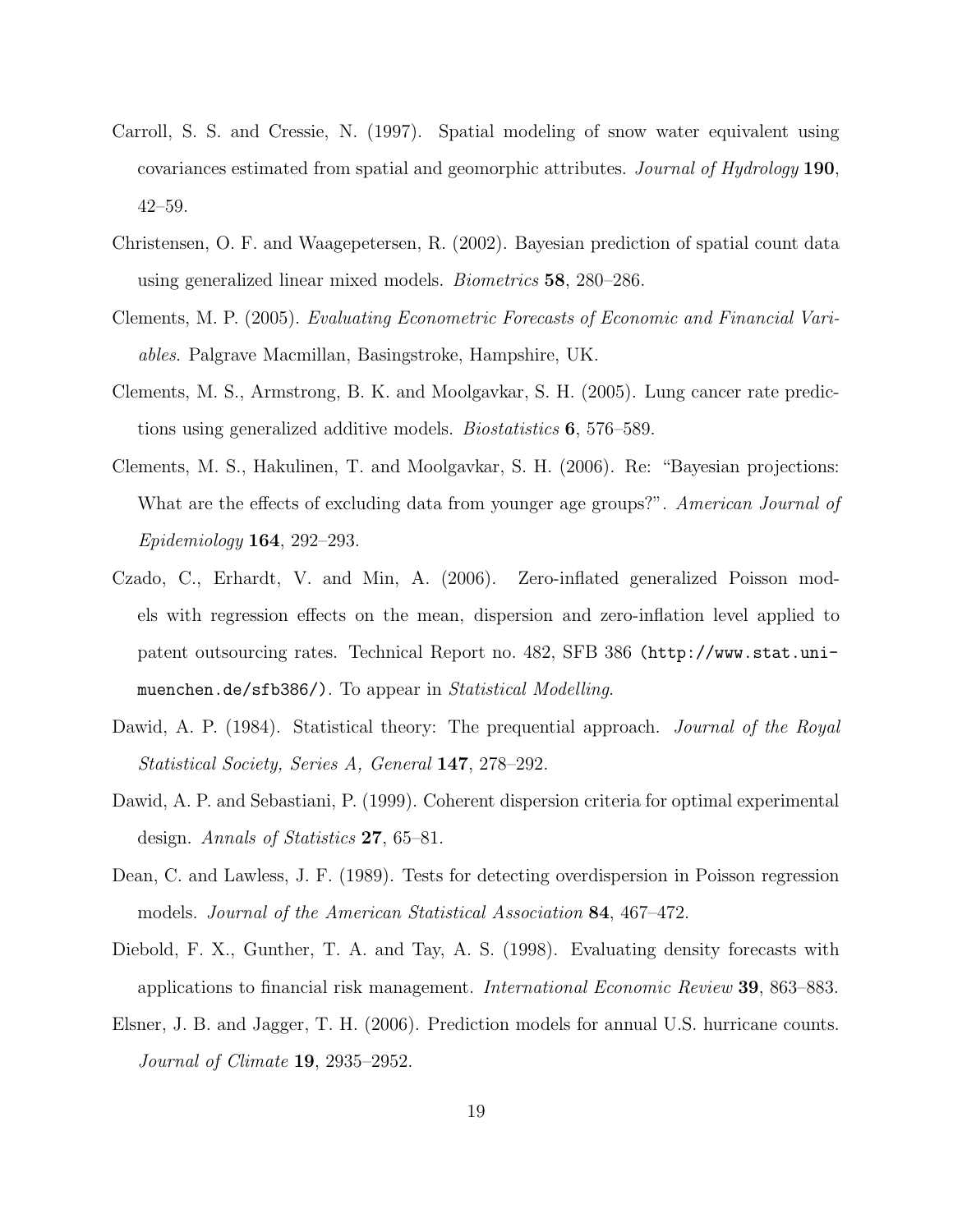Carroll, S. S. and Cressie, N. (1997). Spatial modeling of snow water equivalent using covariances estimated from spatial and geomorphic attributes. *Journal of Hydrology* **190**, 42–59.

Christensen, O. F. and Waagepetersen, R. (2002). Bayesian prediction of spatial count data using generalized linear mixed models. *Biometrics* **58**, 280–286.

Clements, M. P. (2005). *Evaluating Econometric Forecasts of Economic and Financial Variables*. Palgrave Macmillan, Basingstroke, Hampshire, UK.

Clements, M. S., Armstrong, B. K. and Moolgavkar, S. H. (2005). Lung cancer rate predictions using generalized additive models. *Biostatistics* **6**, 576–589.

Clements, M. S., Hakulinen, T. and Moolgavkar, S. H. (2006). Re: "Bayesian projections: What are the effects of excluding data from younger age groups?". *American Journal of Epidemiology* **164**, 292–293.

Czado, C., Erhardt, V. and Min, A. (2006). Zero-inflated generalized Poisson models with regression effects on the mean, dispersion and zero-inflation level applied to patent outsourcing rates. Technical Report no. 482, SFB 386 (`http://www.stat.uni-muenchen.de/sfb386/`). To appear in *Statistical Modelling*.

Dawid, A. P. (1984). Statistical theory: The prequential approach. *Journal of the Royal Statistical Society, Series A, General* **147**, 278–292.

Dawid, A. P. and Sebastiani, P. (1999). Coherent dispersion criteria for optimal experimental design. *Annals of Statistics* **27**, 65–81.

Dean, C. and Lawless, J. F. (1989). Tests for detecting overdispersion in Poisson regression models. *Journal of the American Statistical Association* **84**, 467–472.

Diebold, F. X., Gunther, T. A. and Tay, A. S. (1998). Evaluating density forecasts with applications to financial risk management. *International Economic Review* **39**, 863–883.

Elsner, J. B. and Jagger, T. H. (2006). Prediction models for annual U.S. hurricane counts. *Journal of Climate* **19**, 2935–2952.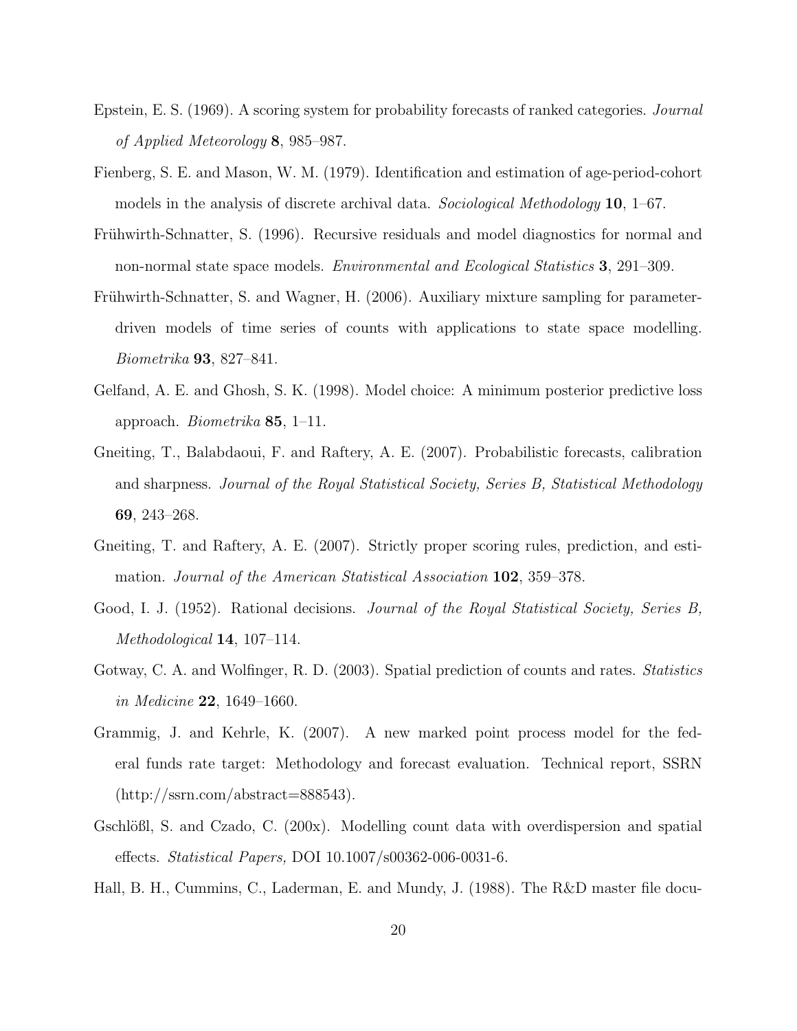Epstein, E. S. (1969). A scoring system for probability forecasts of ranked categories. *Journal of Applied Meteorology* **8**, 985–987.

Fienberg, S. E. and Mason, W. M. (1979). Identification and estimation of age-period-cohort models in the analysis of discrete archival data. *Sociological Methodology* **10**, 1–67.

Frühwirth-Schnatter, S. (1996). Recursive residuals and model diagnostics for normal and non-normal state space models. *Environmental and Ecological Statistics* **3**, 291–309.

Frühwirth-Schnatter, S. and Wagner, H. (2006). Auxiliary mixture sampling for parameter-driven models of time series of counts with applications to state space modelling. *Biometrika* **93**, 827–841.

Gelfand, A. E. and Ghosh, S. K. (1998). Model choice: A minimum posterior predictive loss approach. *Biometrika* **85**, 1–11.

Gneiting, T., Balabdaoui, F. and Raftery, A. E. (2007). Probabilistic forecasts, calibration and sharpness. *Journal of the Royal Statistical Society, Series B, Statistical Methodology* **69**, 243–268.

Gneiting, T. and Raftery, A. E. (2007). Strictly proper scoring rules, prediction, and estimation. *Journal of the American Statistical Association* **102**, 359–378.

Good, I. J. (1952). Rational decisions. *Journal of the Royal Statistical Society, Series B, Methodological* **14**, 107–114.

Gotway, C. A. and Wolfinger, R. D. (2003). Spatial prediction of counts and rates. *Statistics in Medicine* **22**, 1649–1660.

Grammig, J. and Kehrle, K. (2007). A new marked point process model for the federal funds rate target: Methodology and forecast evaluation. Technical report, SSRN (http://ssrn.com/abstract=888543).

Gschlößl, S. and Czado, C. (200x). Modelling count data with overdispersion and spatial effects. *Statistical Papers,* DOI 10.1007/s00362-006-0031-6.

Hall, B. H., Cummins, C., Laderman, E. and Mundy, J. (1988). The R&D master file docu-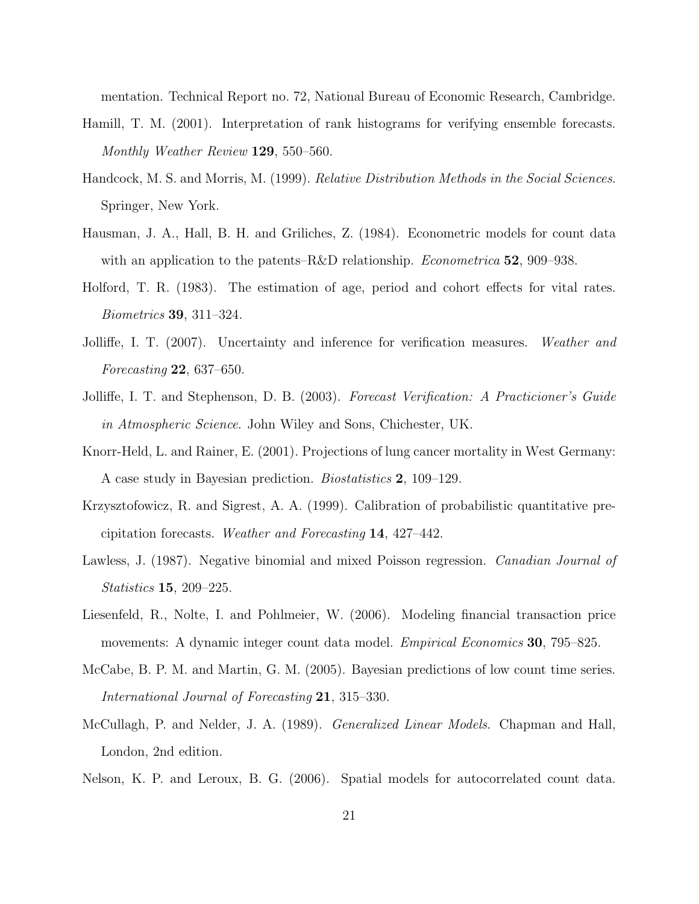mentation. Technical Report no. 72, National Bureau of Economic Research, Cambridge.

Hamill, T. M. (2001). Interpretation of rank histograms for verifying ensemble forecasts. *Monthly Weather Review* **129**, 550–560.

Handcock, M. S. and Morris, M. (1999). *Relative Distribution Methods in the Social Sciences*. Springer, New York.

Hausman, J. A., Hall, B. H. and Griliches, Z. (1984). Econometric models for count data with an application to the patents–R&D relationship. *Econometrica* **52**, 909–938.

Holford, T. R. (1983). The estimation of age, period and cohort effects for vital rates. *Biometrics* **39**, 311–324.

Jolliffe, I. T. (2007). Uncertainty and inference for verification measures. *Weather and Forecasting* **22**, 637–650.

Jolliffe, I. T. and Stephenson, D. B. (2003). *Forecast Verification: A Practicioner's Guide in Atmospheric Science*. John Wiley and Sons, Chichester, UK.

Knorr-Held, L. and Rainer, E. (2001). Projections of lung cancer mortality in West Germany: A case study in Bayesian prediction. *Biostatistics* **2**, 109–129.

Krzysztofowicz, R. and Sigrest, A. A. (1999). Calibration of probabilistic quantitative precipitation forecasts. *Weather and Forecasting* **14**, 427–442.

Lawless, J. (1987). Negative binomial and mixed Poisson regression. *Canadian Journal of Statistics* **15**, 209–225.

Liesenfeld, R., Nolte, I. and Pohlmeier, W. (2006). Modeling financial transaction price movements: A dynamic integer count data model. *Empirical Economics* **30**, 795–825.

McCabe, B. P. M. and Martin, G. M. (2005). Bayesian predictions of low count time series. *International Journal of Forecasting* **21**, 315–330.

McCullagh, P. and Nelder, J. A. (1989). *Generalized Linear Models*. Chapman and Hall, London, 2nd edition.

Nelson, K. P. and Leroux, B. G. (2006). Spatial models for autocorrelated count data.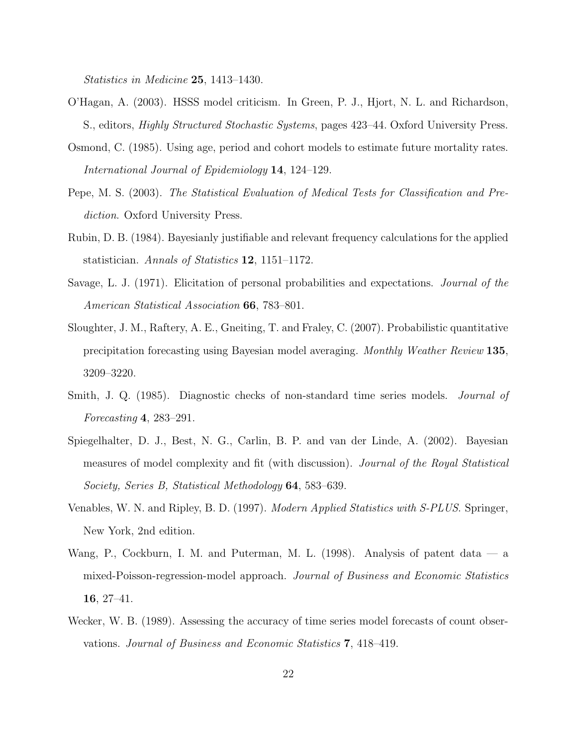*Statistics in Medicine* **25**, 1413–1430.

O'Hagan, A. (2003). HSSS model criticism. In Green, P. J., Hjort, N. L. and Richardson, S., editors, *Highly Structured Stochastic Systems*, pages 423–44. Oxford University Press.

Osmond, C. (1985). Using age, period and cohort models to estimate future mortality rates. *International Journal of Epidemiology* **14**, 124–129.

Pepe, M. S. (2003). *The Statistical Evaluation of Medical Tests for Classification and Prediction*. Oxford University Press.

Rubin, D. B. (1984). Bayesianly justifiable and relevant frequency calculations for the applied statistician. *Annals of Statistics* **12**, 1151–1172.

Savage, L. J. (1971). Elicitation of personal probabilities and expectations. *Journal of the American Statistical Association* **66**, 783–801.

Sloughter, J. M., Raftery, A. E., Gneiting, T. and Fraley, C. (2007). Probabilistic quantitative precipitation forecasting using Bayesian model averaging. *Monthly Weather Review* **135**, 3209–3220.

Smith, J. Q. (1985). Diagnostic checks of non-standard time series models. *Journal of Forecasting* **4**, 283–291.

Spiegelhalter, D. J., Best, N. G., Carlin, B. P. and van der Linde, A. (2002). Bayesian measures of model complexity and fit (with discussion). *Journal of the Royal Statistical Society, Series B, Statistical Methodology* **64**, 583–639.

Venables, W. N. and Ripley, B. D. (1997). *Modern Applied Statistics with S-PLUS*. Springer, New York, 2nd edition.

Wang, P., Cockburn, I. M. and Puterman, M. L. (1998). Analysis of patent data — a mixed-Poisson-regression-model approach. *Journal of Business and Economic Statistics* **16**, 27–41.

Wecker, W. B. (1989). Assessing the accuracy of time series model forecasts of count observations. *Journal of Business and Economic Statistics* **7**, 418–419.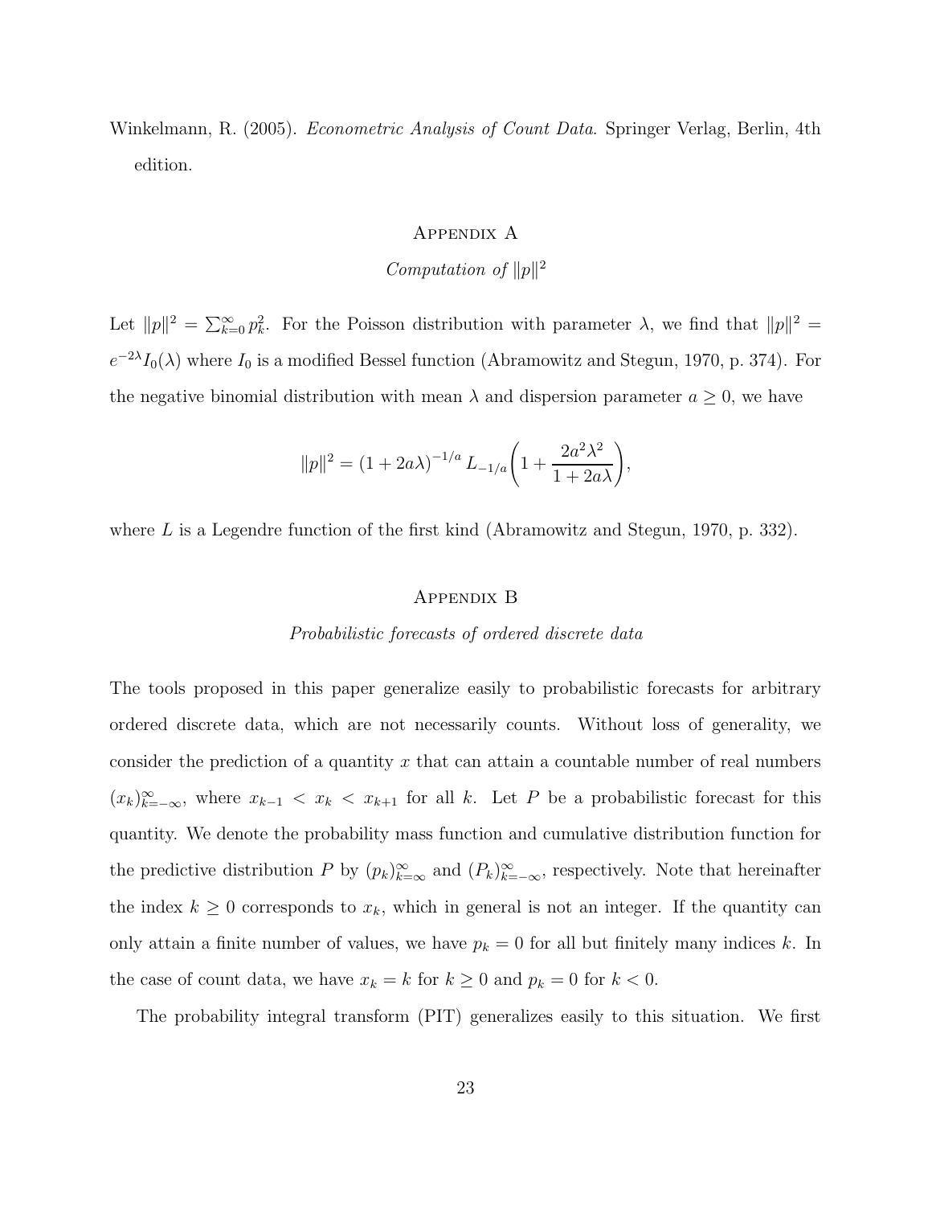Winkelmann, R. (2005). *Econometric Analysis of Count Data*. Springer Verlag, Berlin, 4th edition.

# Appendix A

### *Computation of $\|p\|^2$*

Let $\|p\|^2 = \sum_{k=0}^{\infty} p_k^2$. For the Poisson distribution with parameter $\lambda$, we find that $\|p\|^2 = e^{-2\lambda} I_0(\lambda)$ where $I_0$ is a modified Bessel function (Abramowitz and Stegun, 1970, p. 374). For the negative binomial distribution with mean $\lambda$ and dispersion parameter $a \geq 0$, we have

$$\|p\|^2 = (1 + 2a\lambda)^{-1/a} \, L_{-1/a}\left(1 + \frac{2a^2\lambda^2}{1 + 2a\lambda}\right),$$

where $L$ is a Legendre function of the first kind (Abramowitz and Stegun, 1970, p. 332).

# Appendix B

### *Probabilistic forecasts of ordered discrete data*

The tools proposed in this paper generalize easily to probabilistic forecasts for arbitrary ordered discrete data, which are not necessarily counts. Without loss of generality, we consider the prediction of a quantity $x$ that can attain a countable number of real numbers $(x_k)_{k=-\infty}^{\infty}$, where $x_{k-1} < x_k < x_{k+1}$ for all $k$. Let $P$ be a probabilistic forecast for this quantity. We denote the probability mass function and cumulative distribution function for the predictive distribution $P$ by $(p_k)_{k=\infty}^{\infty}$ and $(P_k)_{k=-\infty}^{\infty}$, respectively. Note that hereinafter the index $k \geq 0$ corresponds to $x_k$, which in general is not an integer. If the quantity can only attain a finite number of values, we have $p_k = 0$ for all but finitely many indices $k$. In the case of count data, we have $x_k = k$ for $k \geq 0$ and $p_k = 0$ for $k < 0$.

The probability integral transform (PIT) generalizes easily to this situation. We first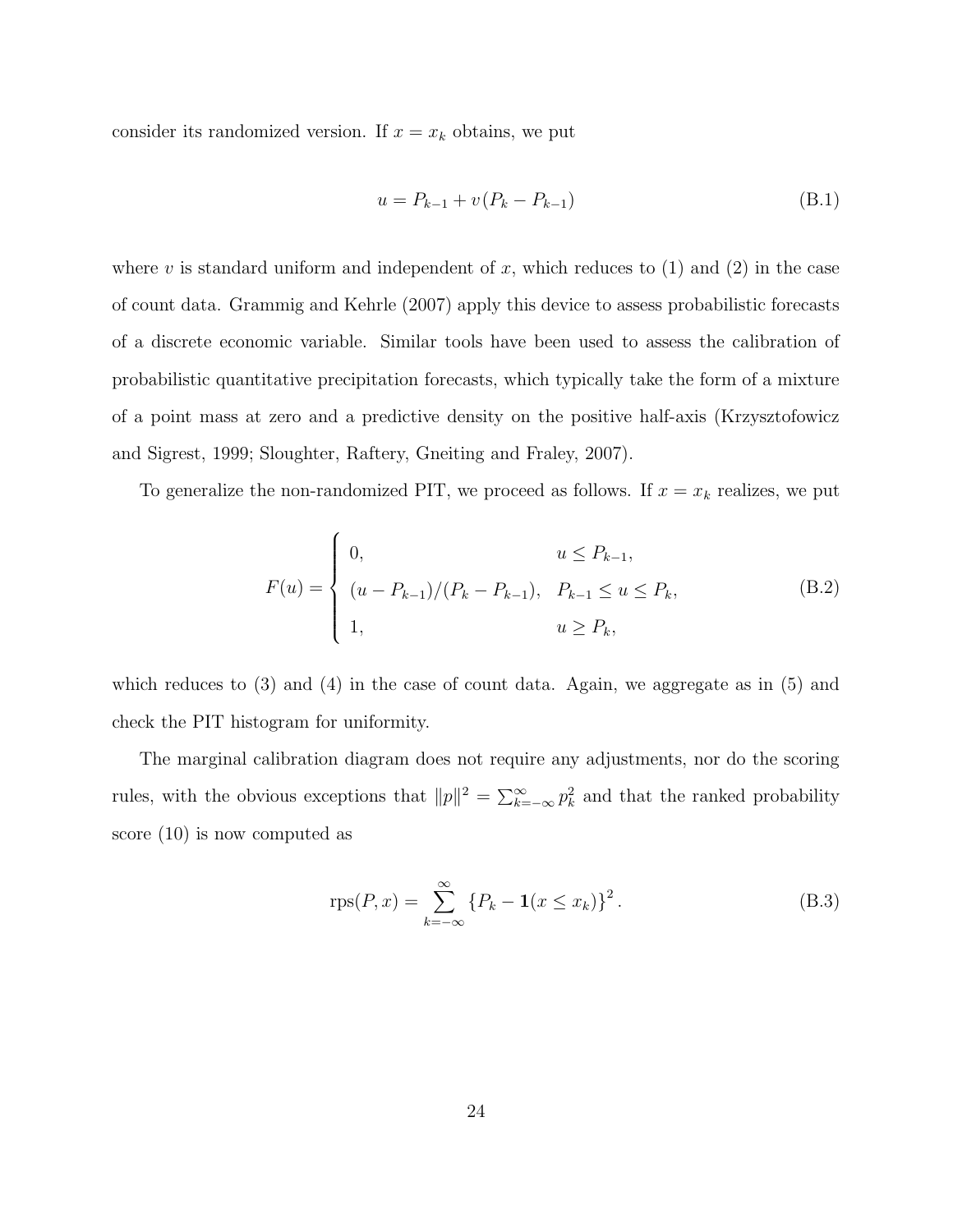consider its randomized version. If $x = x_k$ obtains, we put

$$u = P_{k-1} + v(P_k - P_{k-1}) \tag{B.1}$$

where $v$ is standard uniform and independent of $x$, which reduces to (1) and (2) in the case of count data. Grammig and Kehrle (2007) apply this device to assess probabilistic forecasts of a discrete economic variable. Similar tools have been used to assess the calibration of probabilistic quantitative precipitation forecasts, which typically take the form of a mixture of a point mass at zero and a predictive density on the positive half-axis (Krzysztofowicz and Sigrest, 1999; Sloughter, Raftery, Gneiting and Fraley, 2007).

To generalize the non-randomized PIT, we proceed as follows. If $x = x_k$ realizes, we put

$$F(u) = \begin{cases} 0, & u \leq P_{k-1}, \\ (u - P_{k-1})/(P_k - P_{k-1}), & P_{k-1} \leq u \leq P_k, \\ 1, & u \geq P_k, \end{cases} \tag{B.2}$$

which reduces to (3) and (4) in the case of count data. Again, we aggregate as in (5) and check the PIT histogram for uniformity.

The marginal calibration diagram does not require any adjustments, nor do the scoring rules, with the obvious exceptions that $\|p\|^2 = \sum_{k=-\infty}^{\infty} p_k^2$ and that the ranked probability score (10) is now computed as

$$\text{rps}(P, x) = \sum_{k=-\infty}^{\infty} \{P_k - \mathbf{1}(x \leq x_k)\}^2. \tag{B.3}$$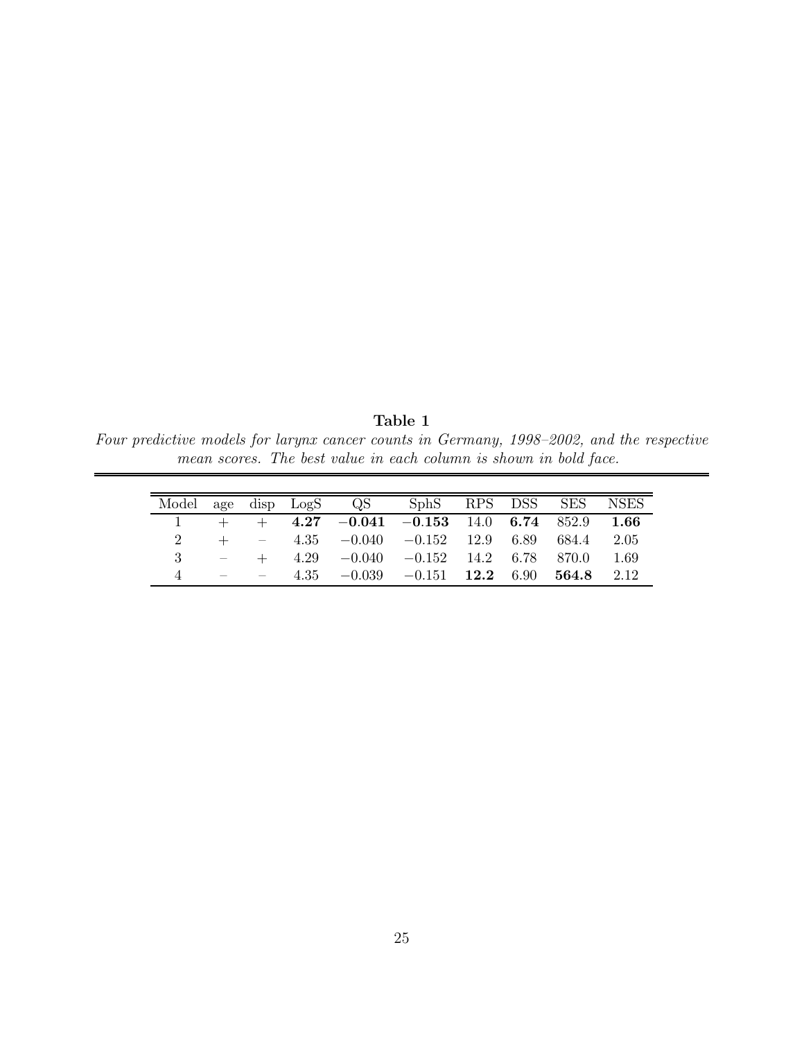**Table 1**

*Four predictive models for larynx cancer counts in Germany, 1998–2002, and the respective mean scores. The best value in each column is shown in bold face.*

| Model | age | disp | LogS | QS | SphS | RPS | DSS | SES | NSES |
|---|---|---|---|---|---|---|---|---|---|
| 1 | + | + | **4.27** | **−0.041** | **−0.153** | 14.0 | **6.74** | 852.9 | **1.66** |
| 2 | + | − | 4.35 | −0.040 | −0.152 | 12.9 | 6.89 | 684.4 | 2.05 |
| 3 | − | + | 4.29 | −0.040 | −0.152 | 14.2 | 6.78 | 870.0 | 1.69 |
| 4 | − | − | 4.35 | −0.039 | −0.151 | **12.2** | 6.90 | **564.8** | 2.12 |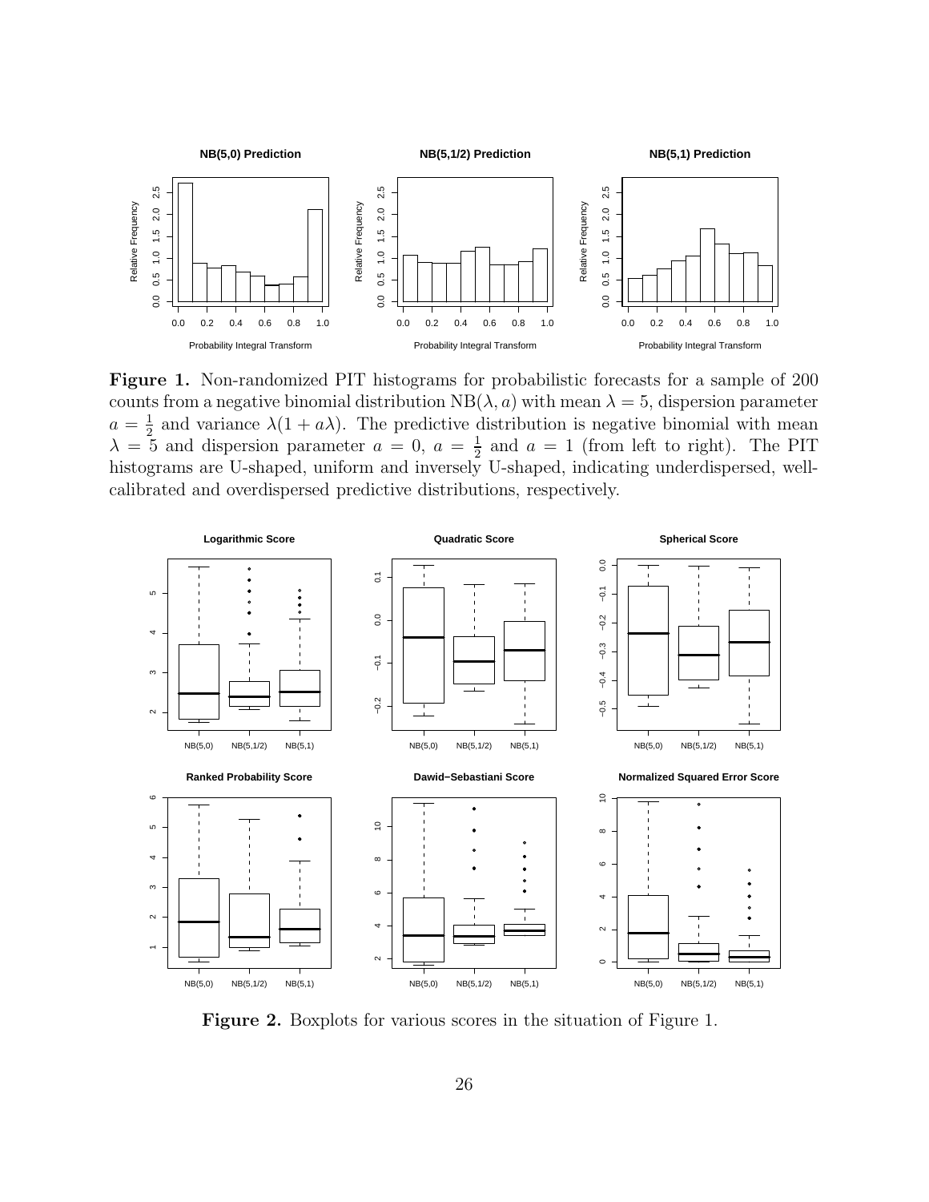**Figure 1.** Non-randomized PIT histograms for probabilistic forecasts for a sample of 200 counts from a negative binomial distribution $\text{NB}(\lambda, a)$ with mean $\lambda = 5$, dispersion parameter $a = \frac{1}{2}$ and variance $\lambda(1 + a\lambda)$. The predictive distribution is negative binomial with mean $\lambda = 5$ and dispersion parameter $a = 0$, $a = \frac{1}{2}$ and $a = 1$ (from left to right). The PIT histograms are U-shaped, uniform and inversely U-shaped, indicating underdispersed, well-calibrated and overdispersed predictive distributions, respectively.

**Figure 2.** Boxplots for various scores in the situation of Figure 1.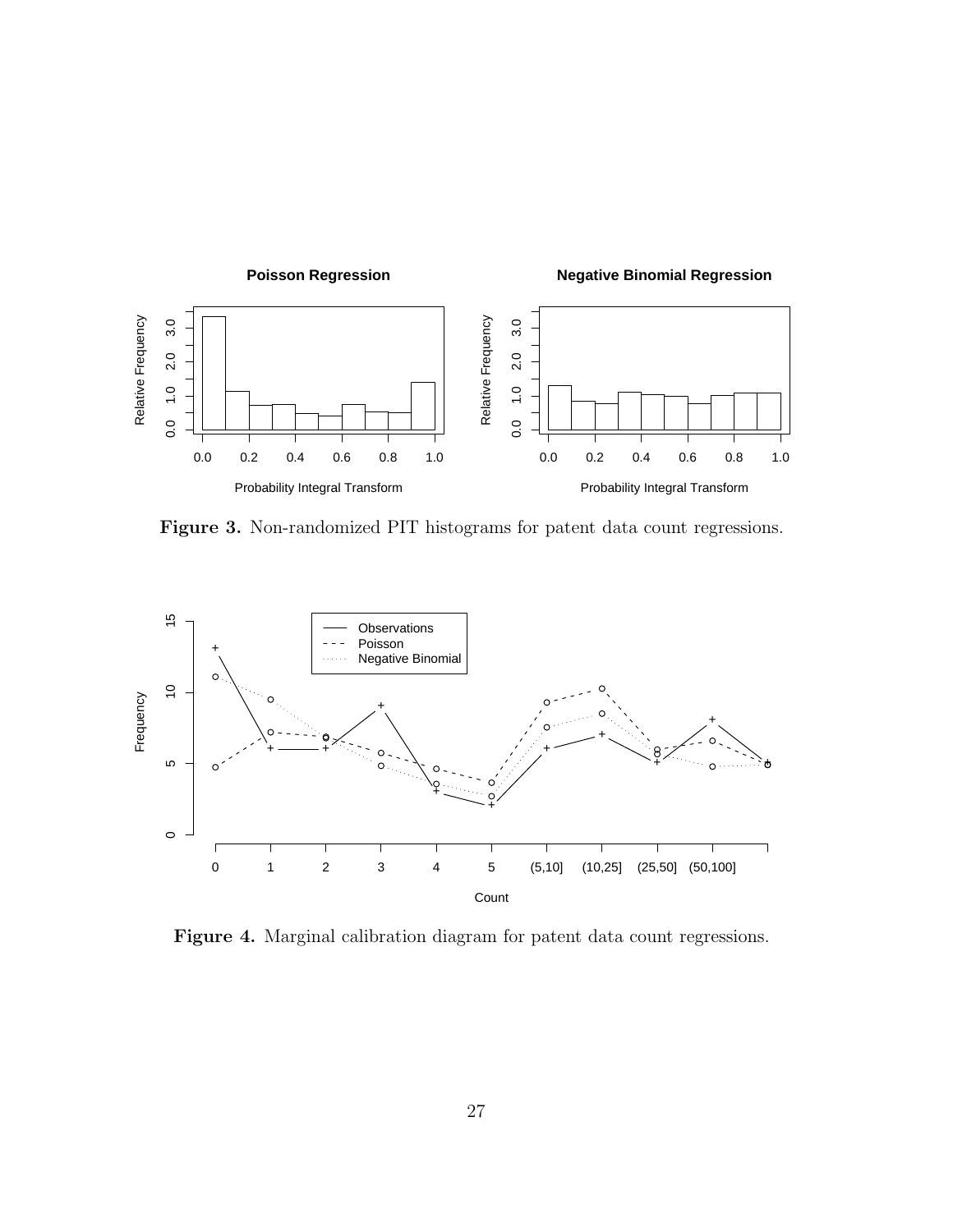**Figure 3.** Non-randomized PIT histograms for patent data count regressions.

**Figure 4.** Marginal calibration diagram for patent data count regressions.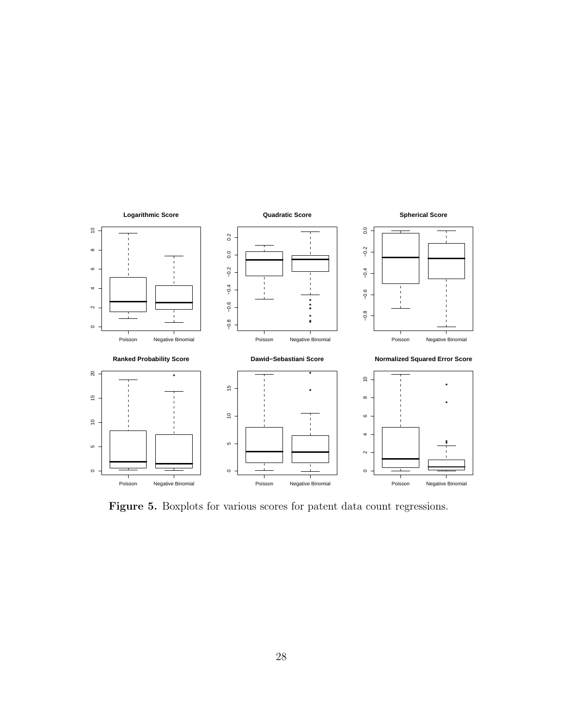**Figure 5.** Boxplots for various scores for patent data count regressions.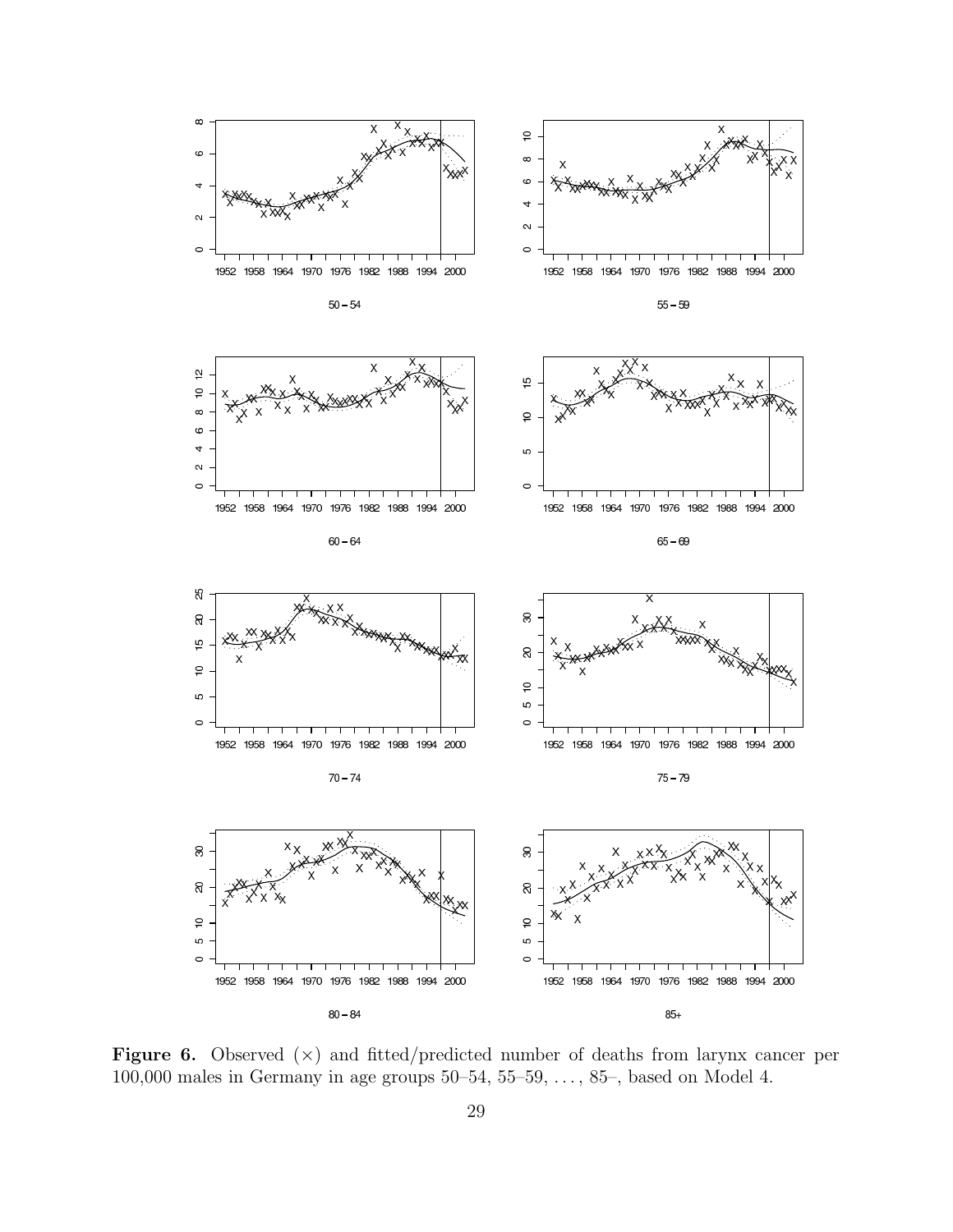8
6
4
2
0

1952 1958 1964 1970 1976 1982 1988 1994 2000

50 – 54

10
8
6
4
2
0

1952 1958 1964 1970 1976 1982 1988 1994 2000

55 – 59

12
10
8
6
4
2
0

1952 1958 1964 1970 1976 1982 1988 1994 2000

60 – 64

15
10
5
0

1952 1958 1964 1970 1976 1982 1988 1994 2000

65 – 69

25
20
15
10
5
0

1952 1958 1964 1970 1976 1982 1988 1994 2000

70 – 74

30
20
10
5
0

1952 1958 1964 1970 1976 1982 1988 1994 2000

75 – 79

30
20
10
5
0

1952 1958 1964 1970 1976 1982 1988 1994 2000

80 – 84

30
20
10
5
0

1952 1958 1964 1970 1976 1982 1988 1994 2000

85+

**Figure 6.** Observed (×) and fitted/predicted number of deaths from larynx cancer per 100,000 males in Germany in age groups 50–54, 55–59, …, 85–, based on Model 4.